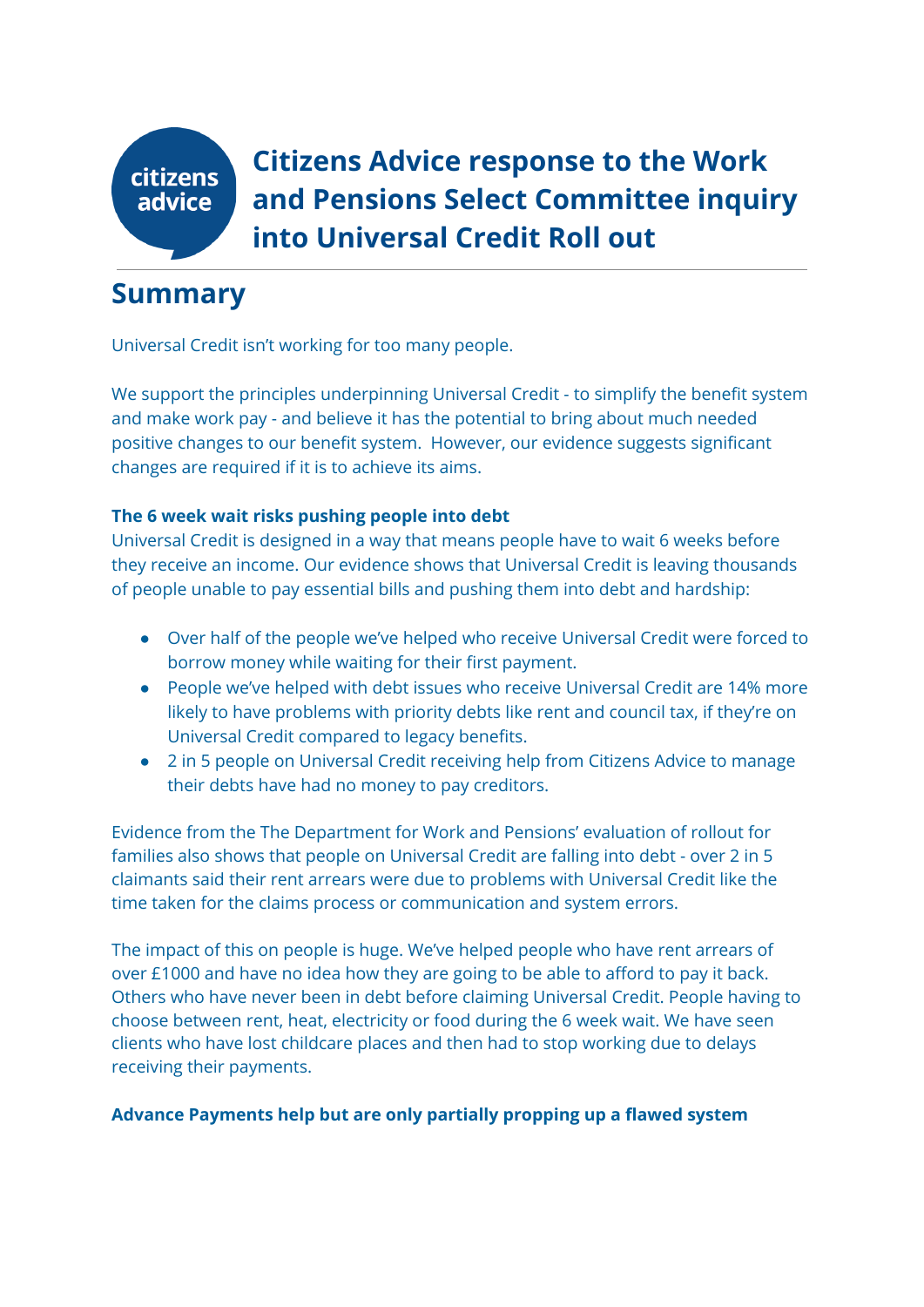# Citizens Advice response to the Work and Pensions Select Committee inquiry into Universal Credit Roll out

## Summary

Universal Credit isn't working for too many people.

We support the principles underpinning Universal Credit - to simplify the benefit system and make work pay - and believe it has the potential to bring about much needed positive changes to our benefit system. However, our evidence suggests significant changes are required if it is to achieve its aims.

**The 6 week wait risks pushing people into debt**

Universal Credit is designed in a way that means people have to wait 6 weeks before they receive an income. Our evidence shows that Universal Credit is leaving thousands of people unable to pay essential bills and pushing them into debt and hardship:

- Over half of the people we've helped who receive Universal Credit were forced to borrow money while waiting for their first payment.
- People we've helped with debt issues who receive Universal Credit are 14% more likely to have problems with priority debts like rent and council tax, if they're on Universal Credit compared to legacy benefits.
- 2 in 5 people on Universal Credit receiving help from Citizens Advice to manage their debts have had no money to pay creditors.

Evidence from the The Department for Work and Pensions' evaluation of rollout for families also shows that people on Universal Credit are falling into debt - over 2 in 5 claimants said their rent arrears were due to problems with Universal Credit like the time taken for the claims process or communication and system errors.

The impact of this on people is huge. We've helped people who have rent arrears of over £1000 and have no idea how they are going to be able to afford to pay it back. Others who have never been in debt before claiming Universal Credit. People having to choose between rent, heat, electricity or food during the 6 week wait. We have seen clients who have lost childcare places and then had to stop working due to delays receiving their payments.

**Advance Payments help but are only partially propping up a flawed system**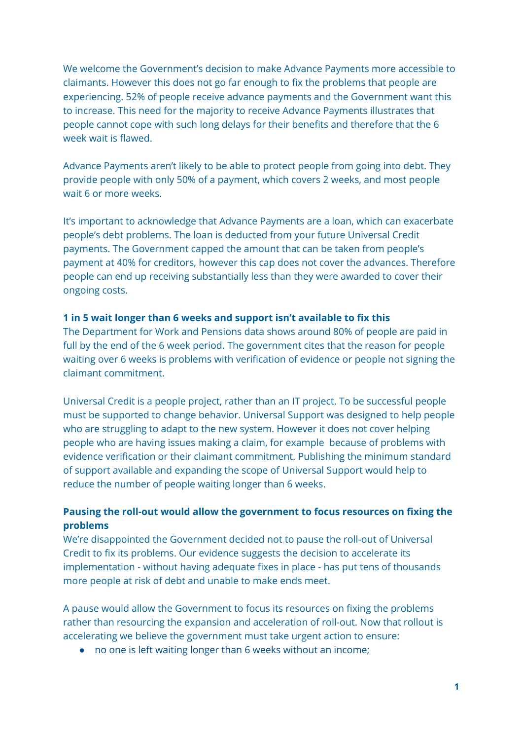We welcome the Government's decision to make Advance Payments more accessible to claimants. However this does not go far enough to fix the problems that people are experiencing. 52% of people receive advance payments and the Government want this to increase. This need for the majority to receive Advance Payments illustrates that people cannot cope with such long delays for their benefits and therefore that the 6 week wait is flawed.

Advance Payments aren't likely to be able to protect people from going into debt. They provide people with only 50% of a payment, which covers 2 weeks, and most people wait 6 or more weeks.

It's important to acknowledge that Advance Payments are a loan, which can exacerbate people's debt problems. The loan is deducted from your future Universal Credit payments. The Government capped the amount that can be taken from people's payment at 40% for creditors, however this cap does not cover the advances. Therefore people can end up receiving substantially less than they were awarded to cover their ongoing costs.

**1 in 5 wait longer than 6 weeks and support isn't available to fix this**

The Department for Work and Pensions data shows around 80% of people are paid in full by the end of the 6 week period. The government cites that the reason for people waiting over 6 weeks is problems with verification of evidence or people not signing the claimant commitment.

Universal Credit is a people project, rather than an IT project. To be successful people must be supported to change behavior. Universal Support was designed to help people who are struggling to adapt to the new system. However it does not cover helping people who are having issues making a claim, for example because of problems with evidence verification or their claimant commitment. Publishing the minimum standard of support available and expanding the scope of Universal Support would help to reduce the number of people waiting longer than 6 weeks.

### Pausing the roll-out would allow the government to focus resources on fixing the problems

We're disappointed the Government decided not to pause the roll-out of Universal Credit to fix its problems. Our evidence suggests the decision to accelerate its implementation - without having adequate fixes in place - has put tens of thousands more people at risk of debt and unable to make ends meet.

A pause would allow the Government to focus its resources on fixing the problems rather than resourcing the expansion and acceleration of roll-out. Now that rollout is accelerating we believe the government must take urgent action to ensure:

- no one is left waiting longer than 6 weeks without an income;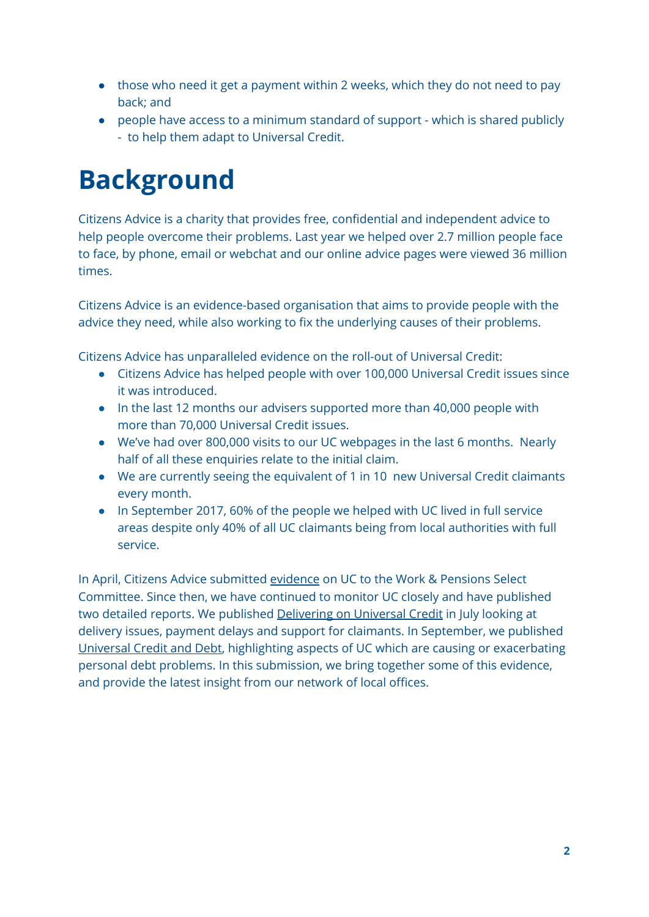- those who need it get a payment within 2 weeks, which they do not need to pay back; and
- people have access to a minimum standard of support - which is shared publicly - to help them adapt to Universal Credit.

# Background

Citizens Advice is a charity that provides free, confidential and independent advice to help people overcome their problems. Last year we helped over 2.7 million people face to face, by phone, email or webchat and our online advice pages were viewed 36 million times.

Citizens Advice is an evidence-based organisation that aims to provide people with the advice they need, while also working to fix the underlying causes of their problems.

Citizens Advice has unparalleled evidence on the roll-out of Universal Credit:

- Citizens Advice has helped people with over 100,000 Universal Credit issues since it was introduced.
- In the last 12 months our advisers supported more than 40,000 people with more than 70,000 Universal Credit issues.
- We've had over 800,000 visits to our UC webpages in the last 6 months. Nearly half of all these enquiries relate to the initial claim.
- We are currently seeing the equivalent of 1 in 10 new Universal Credit claimants every month.
- In September 2017, 60% of the people we helped with UC lived in full service areas despite only 40% of all UC claimants being from local authorities with full service.

In April, Citizens Advice submitted evidence on UC to the Work & Pensions Select Committee. Since then, we have continued to monitor UC closely and have published two detailed reports. We published Delivering on Universal Credit in July looking at delivery issues, payment delays and support for claimants. In September, we published Universal Credit and Debt, highlighting aspects of UC which are causing or exacerbating personal debt problems. In this submission, we bring together some of this evidence, and provide the latest insight from our network of local offices.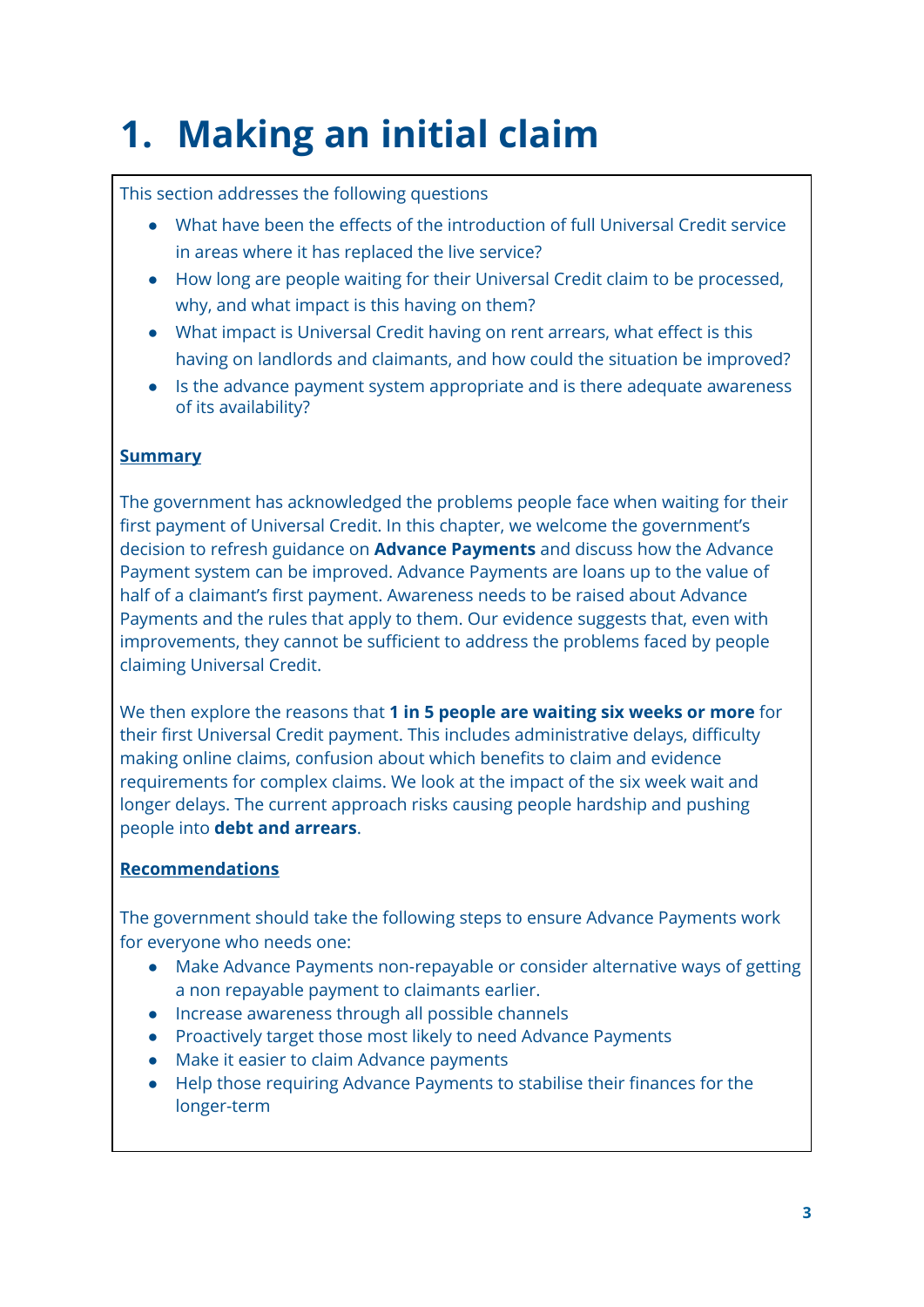# 1. Making an initial claim

This section addresses the following questions

- What have been the effects of the introduction of full Universal Credit service in areas where it has replaced the live service?
- How long are people waiting for their Universal Credit claim to be processed, why, and what impact is this having on them?
- What impact is Universal Credit having on rent arrears, what effect is this having on landlords and claimants, and how could the situation be improved?
- Is the advance payment system appropriate and is there adequate awareness of its availability?

**Summary**

The government has acknowledged the problems people face when waiting for their first payment of Universal Credit. In this chapter, we welcome the government's decision to refresh guidance on **Advance Payments** and discuss how the Advance Payment system can be improved. Advance Payments are loans up to the value of half of a claimant's first payment. Awareness needs to be raised about Advance Payments and the rules that apply to them. Our evidence suggests that, even with improvements, they cannot be sufficient to address the problems faced by people claiming Universal Credit.

We then explore the reasons that **1 in 5 people are waiting six weeks or more** for their first Universal Credit payment. This includes administrative delays, difficulty making online claims, confusion about which benefits to claim and evidence requirements for complex claims. We look at the impact of the six week wait and longer delays. The current approach risks causing people hardship and pushing people into **debt and arrears**.

**Recommendations**

The government should take the following steps to ensure Advance Payments work for everyone who needs one:

- Make Advance Payments non-repayable or consider alternative ways of getting a non repayable payment to claimants earlier.
- Increase awareness through all possible channels
- Proactively target those most likely to need Advance Payments
- Make it easier to claim Advance payments
- Help those requiring Advance Payments to stabilise their finances for the longer-term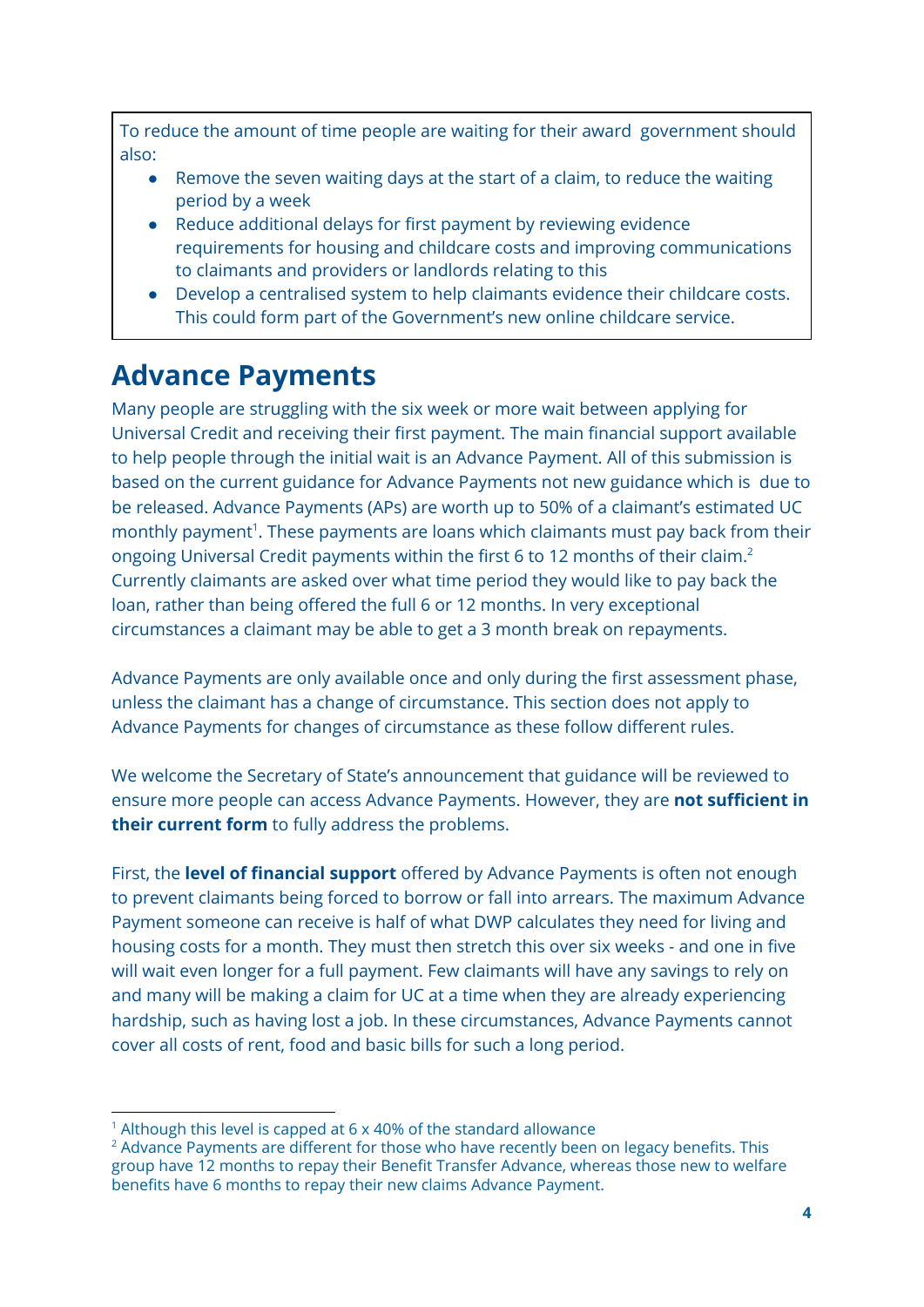To reduce the amount of time people are waiting for their award government should also:

- Remove the seven waiting days at the start of a claim, to reduce the waiting period by a week
- Reduce additional delays for first payment by reviewing evidence requirements for housing and childcare costs and improving communications to claimants and providers or landlords relating to this
- Develop a centralised system to help claimants evidence their childcare costs. This could form part of the Government's new online childcare service.

## Advance Payments

Many people are struggling with the six week or more wait between applying for Universal Credit and receiving their first payment. The main financial support available to help people through the initial wait is an Advance Payment. All of this submission is based on the current guidance for Advance Payments not new guidance which is due to be released. Advance Payments (APs) are worth up to 50% of a claimant's estimated UC monthly payment[1]. These payments are loans which claimants must pay back from their ongoing Universal Credit payments within the first 6 to 12 months of their claim.[2] Currently claimants are asked over what time period they would like to pay back the loan, rather than being offered the full 6 or 12 months. In very exceptional circumstances a claimant may be able to get a 3 month break on repayments.

Advance Payments are only available once and only during the first assessment phase, unless the claimant has a change of circumstance. This section does not apply to Advance Payments for changes of circumstance as these follow different rules.

We welcome the Secretary of State's announcement that guidance will be reviewed to ensure more people can access Advance Payments. However, they are **not sufficient in their current form** to fully address the problems.

First, the **level of financial support** offered by Advance Payments is often not enough to prevent claimants being forced to borrow or fall into arrears. The maximum Advance Payment someone can receive is half of what DWP calculates they need for living and housing costs for a month. They must then stretch this over six weeks - and one in five will wait even longer for a full payment. Few claimants will have any savings to rely on and many will be making a claim for UC at a time when they are already experiencing hardship, such as having lost a job. In these circumstances, Advance Payments cannot cover all costs of rent, food and basic bills for such a long period.

---

[1] Although this level is capped at 6 x 40% of the standard allowance

[2] Advance Payments are different for those who have recently been on legacy benefits. This group have 12 months to repay their Benefit Transfer Advance, whereas those new to welfare benefits have 6 months to repay their new claims Advance Payment.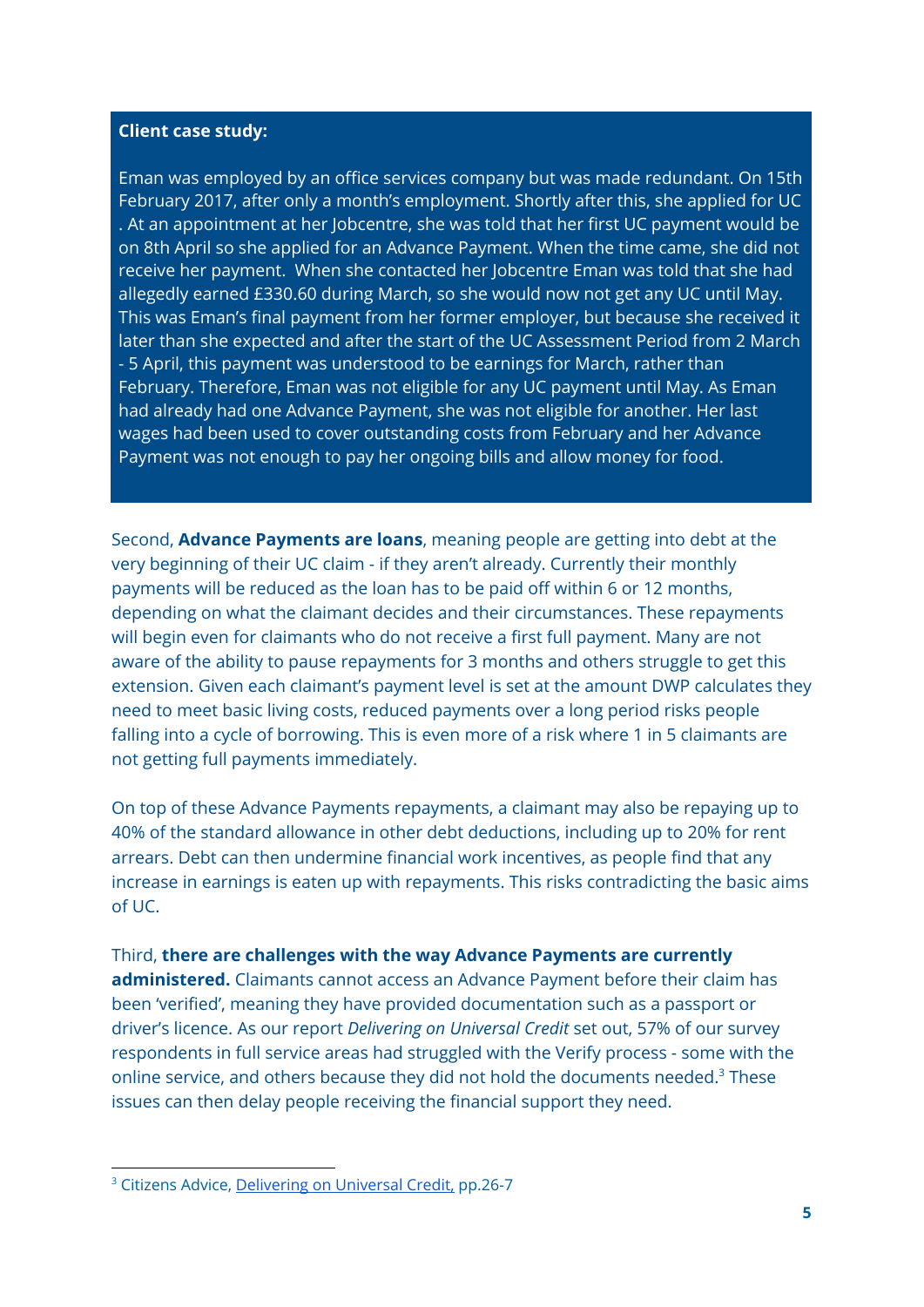**Client case study:**

Eman was employed by an office services company but was made redundant. On 15th February 2017, after only a month's employment. Shortly after this, she applied for UC . At an appointment at her Jobcentre, she was told that her first UC payment would be on 8th April so she applied for an Advance Payment. When the time came, she did not receive her payment. When she contacted her Jobcentre Eman was told that she had allegedly earned £330.60 during March, so she would now not get any UC until May. This was Eman's final payment from her former employer, but because she received it later than she expected and after the start of the UC Assessment Period from 2 March - 5 April, this payment was understood to be earnings for March, rather than February. Therefore, Eman was not eligible for any UC payment until May. As Eman had already had one Advance Payment, she was not eligible for another. Her last wages had been used to cover outstanding costs from February and her Advance Payment was not enough to pay her ongoing bills and allow money for food.

Second, **Advance Payments are loans**, meaning people are getting into debt at the very beginning of their UC claim - if they aren't already. Currently their monthly payments will be reduced as the loan has to be paid off within 6 or 12 months, depending on what the claimant decides and their circumstances. These repayments will begin even for claimants who do not receive a first full payment. Many are not aware of the ability to pause repayments for 3 months and others struggle to get this extension. Given each claimant's payment level is set at the amount DWP calculates they need to meet basic living costs, reduced payments over a long period risks people falling into a cycle of borrowing. This is even more of a risk where 1 in 5 claimants are not getting full payments immediately.

On top of these Advance Payments repayments, a claimant may also be repaying up to 40% of the standard allowance in other debt deductions, including up to 20% for rent arrears. Debt can then undermine financial work incentives, as people find that any increase in earnings is eaten up with repayments. This risks contradicting the basic aims of UC.

Third, **there are challenges with the way Advance Payments are currently administered.** Claimants cannot access an Advance Payment before their claim has been 'verified', meaning they have provided documentation such as a passport or driver's licence. As our report *Delivering on Universal Credit* set out, 57% of our survey respondents in full service areas had struggled with the Verify process - some with the online service, and others because they did not hold the documents needed.[3] These issues can then delay people receiving the financial support they need.

[3] Citizens Advice, Delivering on Universal Credit, pp.26-7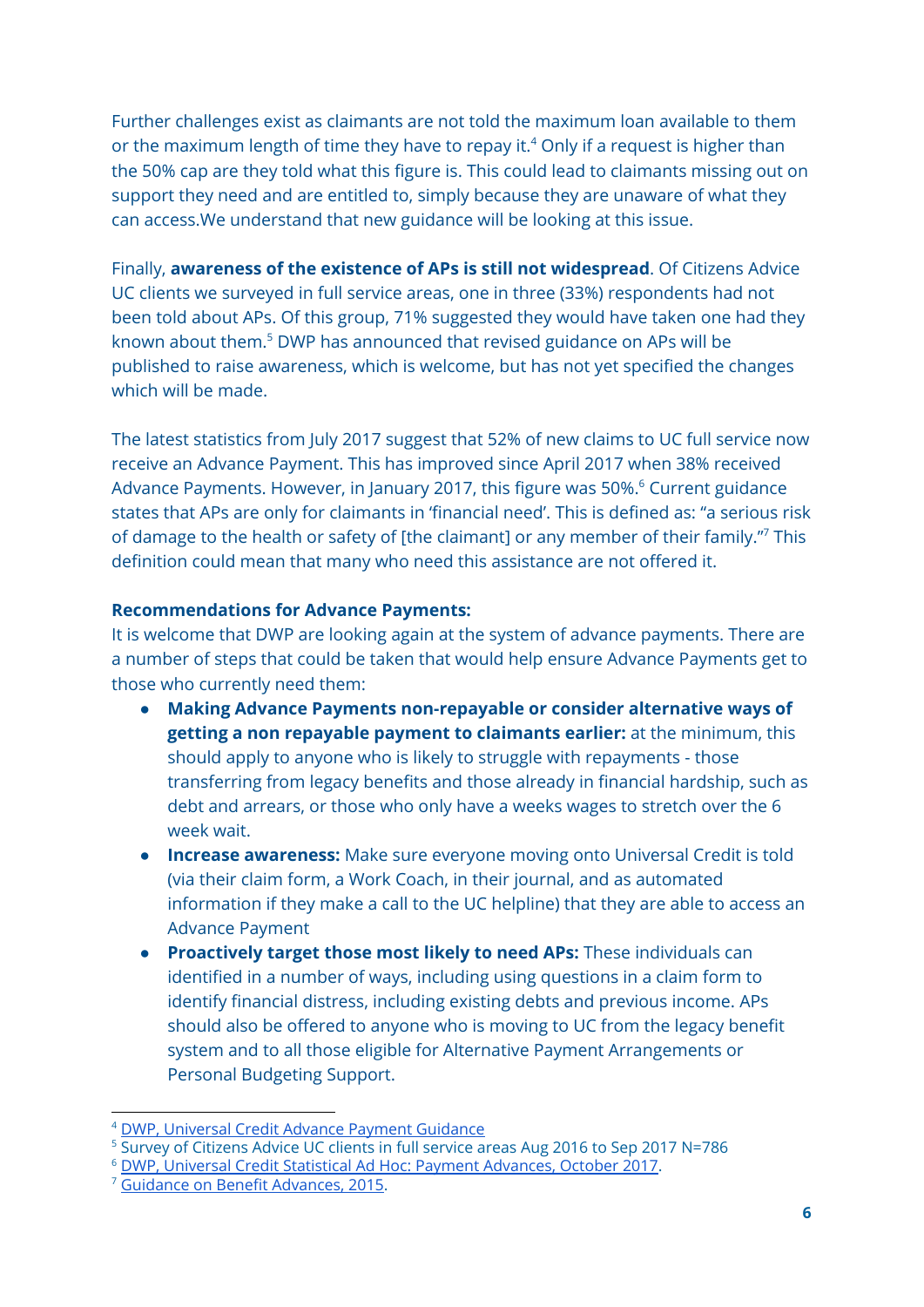Further challenges exist as claimants are not told the maximum loan available to them or the maximum length of time they have to repay it.[4] Only if a request is higher than the 50% cap are they told what this figure is. This could lead to claimants missing out on support they need and are entitled to, simply because they are unaware of what they can access.We understand that new guidance will be looking at this issue.

Finally, **awareness of the existence of APs is still not widespread**. Of Citizens Advice UC clients we surveyed in full service areas, one in three (33%) respondents had not been told about APs. Of this group, 71% suggested they would have taken one had they known about them.[5] DWP has announced that revised guidance on APs will be published to raise awareness, which is welcome, but has not yet specified the changes which will be made.

The latest statistics from July 2017 suggest that 52% of new claims to UC full service now receive an Advance Payment. This has improved since April 2017 when 38% received Advance Payments. However, in January 2017, this figure was 50%.[6] Current guidance states that APs are only for claimants in 'financial need'. This is defined as: "a serious risk of damage to the health or safety of [the claimant] or any member of their family."[7] This definition could mean that many who need this assistance are not offered it.

**Recommendations for Advance Payments:**

It is welcome that DWP are looking again at the system of advance payments. There are a number of steps that could be taken that would help ensure Advance Payments get to those who currently need them:

- **Making Advance Payments non-repayable or consider alternative ways of getting a non repayable payment to claimants earlier:** at the minimum, this should apply to anyone who is likely to struggle with repayments - those transferring from legacy benefits and those already in financial hardship, such as debt and arrears, or those who only have a weeks wages to stretch over the 6 week wait.
- **Increase awareness:** Make sure everyone moving onto Universal Credit is told (via their claim form, a Work Coach, in their journal, and as automated information if they make a call to the UC helpline) that they are able to access an Advance Payment
- **Proactively target those most likely to need APs:** These individuals can identified in a number of ways, including using questions in a claim form to identify financial distress, including existing debts and previous income. APs should also be offered to anyone who is moving to UC from the legacy benefit system and to all those eligible for Alternative Payment Arrangements or Personal Budgeting Support.

---

[4] DWP, Universal Credit Advance Payment Guidance

[5] Survey of Citizens Advice UC clients in full service areas Aug 2016 to Sep 2017 N=786

[6] DWP, Universal Credit Statistical Ad Hoc: Payment Advances, October 2017.

[7] Guidance on Benefit Advances, 2015.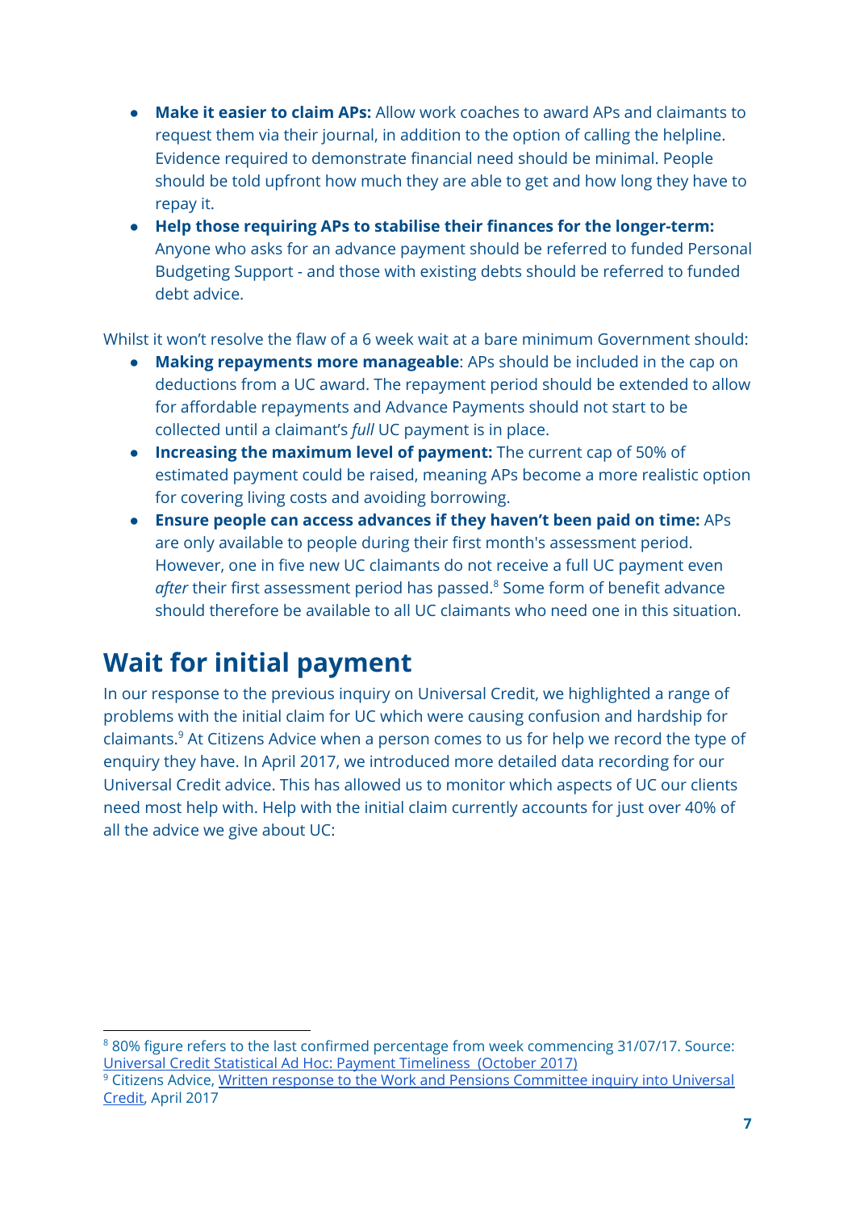- **Make it easier to claim APs:** Allow work coaches to award APs and claimants to request them via their journal, in addition to the option of calling the helpline. Evidence required to demonstrate financial need should be minimal. People should be told upfront how much they are able to get and how long they have to repay it.
- **Help those requiring APs to stabilise their finances for the longer-term:** Anyone who asks for an advance payment should be referred to funded Personal Budgeting Support - and those with existing debts should be referred to funded debt advice.

Whilst it won't resolve the flaw of a 6 week wait at a bare minimum Government should:

- **Making repayments more manageable**: APs should be included in the cap on deductions from a UC award. The repayment period should be extended to allow for affordable repayments and Advance Payments should not start to be collected until a claimant's *full* UC payment is in place.
- **Increasing the maximum level of payment:** The current cap of 50% of estimated payment could be raised, meaning APs become a more realistic option for covering living costs and avoiding borrowing.
- **Ensure people can access advances if they haven't been paid on time:** APs are only available to people during their first month's assessment period. However, one in five new UC claimants do not receive a full UC payment even *after* their first assessment period has passed.[8] Some form of benefit advance should therefore be available to all UC claimants who need one in this situation.

## Wait for initial payment

In our response to the previous inquiry on Universal Credit, we highlighted a range of problems with the initial claim for UC which were causing confusion and hardship for claimants.[9] At Citizens Advice when a person comes to us for help we record the type of enquiry they have. In April 2017, we introduced more detailed data recording for our Universal Credit advice. This has allowed us to monitor which aspects of UC our clients need most help with. Help with the initial claim currently accounts for just over 40% of all the advice we give about UC:

---

[8] 80% figure refers to the last confirmed percentage from week commencing 31/07/17. Source: Universal Credit Statistical Ad Hoc: Payment Timeliness (October 2017)

[9] Citizens Advice, Written response to the Work and Pensions Committee inquiry into Universal Credit, April 2017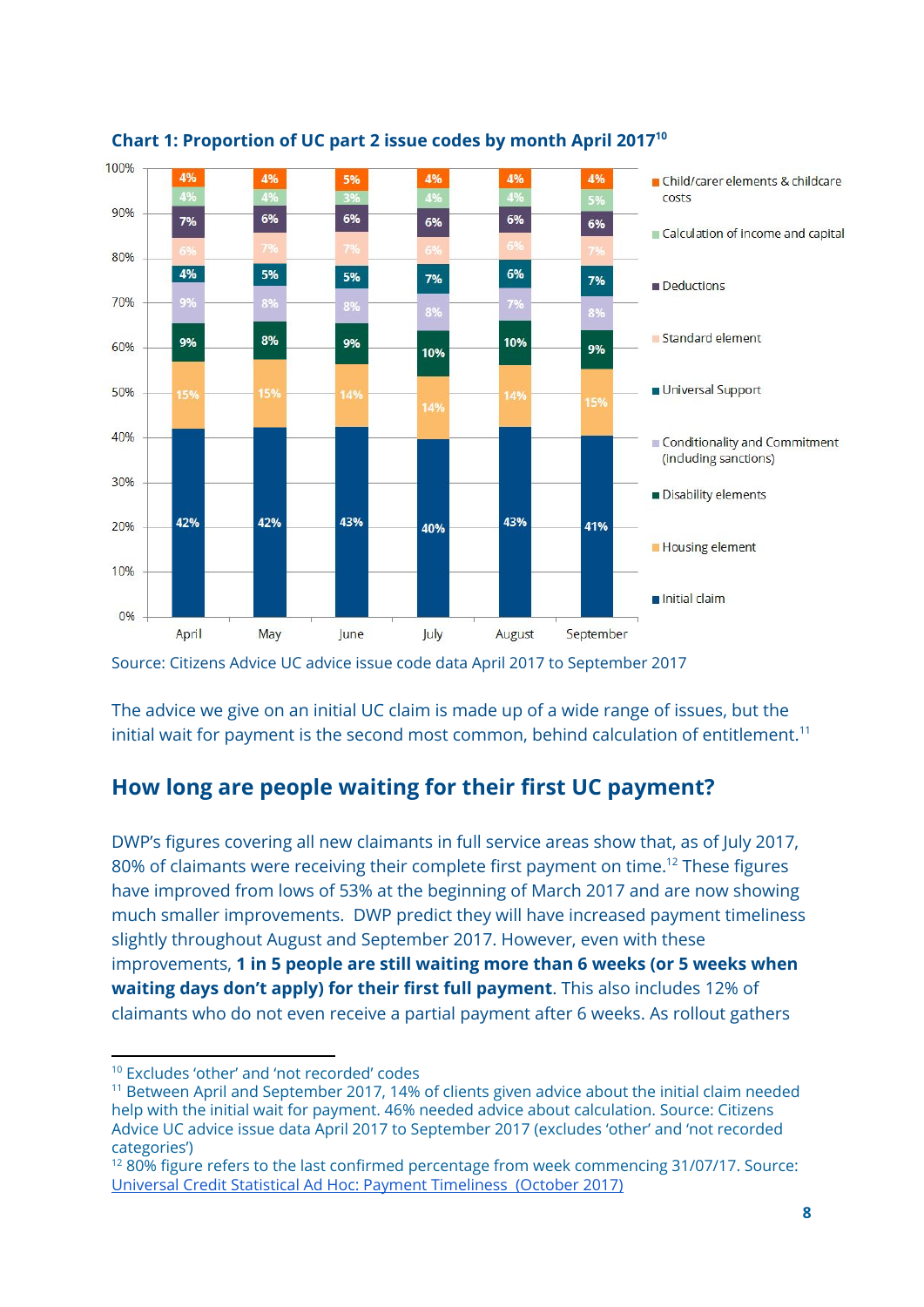**Chart 1: Proportion of UC part 2 issue codes by month April 2017**[10]

| Issue code | April | May | June | July | August | September |
|---|---|---|---|---|---|---|
| Child/carer elements & childcare costs | 4% | 4% | 5% | 4% | 4% | 4% |
| Calculation of income and capital | 4% | 4% | 3% | 4% | 4% | 5% |
| Deductions | 7% | 6% | 6% | 6% | 6% | 6% |
| Standard element | 6% | 7% | 7% | 6% | 6% | 7% |
| Universal Support | 4% | 5% | 5% | 7% | 6% | 7% |
| Conditionality and Commitment (including sanctions) | 9% | 8% | 8% | 8% | 7% | 8% |
| Disability elements | 9% | 8% | 9% | 10% | 10% | 9% |
| Housing element | 15% | 15% | 14% | 14% | 14% | 15% |
| Initial claim | 42% | 42% | 43% | 40% | 43% | 41% |

Source: Citizens Advice UC advice issue code data April 2017 to September 2017

The advice we give on an initial UC claim is made up of a wide range of issues, but the initial wait for payment is the second most common, behind calculation of entitlement.[11]

## How long are people waiting for their first UC payment?

DWP's figures covering all new claimants in full service areas show that, as of July 2017, 80% of claimants were receiving their complete first payment on time.[12] These figures have improved from lows of 53% at the beginning of March 2017 and are now showing much smaller improvements. DWP predict they will have increased payment timeliness slightly throughout August and September 2017. However, even with these improvements, **1 in 5 people are still waiting more than 6 weeks (or 5 weeks when waiting days don't apply) for their first full payment**. This also includes 12% of claimants who do not even receive a partial payment after 6 weeks. As rollout gathers

---

[10] Excludes 'other' and 'not recorded' codes

[11] Between April and September 2017, 14% of clients given advice about the initial claim needed help with the initial wait for payment. 46% needed advice about calculation. Source: Citizens Advice UC advice issue data April 2017 to September 2017 (excludes 'other' and 'not recorded categories')

[12] 80% figure refers to the last confirmed percentage from week commencing 31/07/17. Source: Universal Credit Statistical Ad Hoc: Payment Timeliness (October 2017)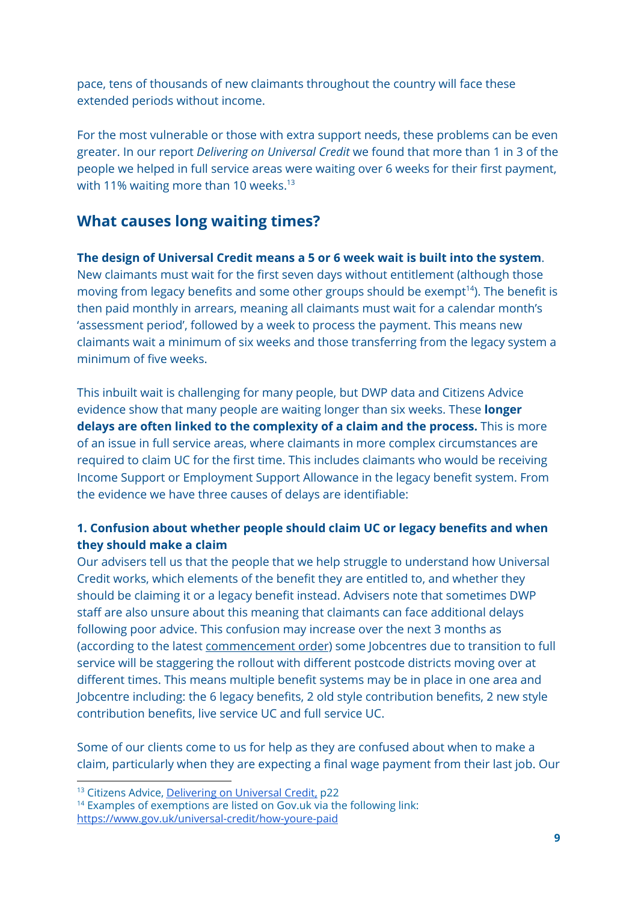pace, tens of thousands of new claimants throughout the country will face these extended periods without income.

For the most vulnerable or those with extra support needs, these problems can be even greater. In our report *Delivering on Universal Credit* we found that more than 1 in 3 of the people we helped in full service areas were waiting over 6 weeks for their first payment, with 11% waiting more than 10 weeks.[13]

## What causes long waiting times?

**The design of Universal Credit means a 5 or 6 week wait is built into the system**. New claimants must wait for the first seven days without entitlement (although those moving from legacy benefits and some other groups should be exempt[14]). The benefit is then paid monthly in arrears, meaning all claimants must wait for a calendar month's 'assessment period', followed by a week to process the payment. This means new claimants wait a minimum of six weeks and those transferring from the legacy system a minimum of five weeks.

This inbuilt wait is challenging for many people, but DWP data and Citizens Advice evidence show that many people are waiting longer than six weeks. These **longer delays are often linked to the complexity of a claim and the process.** This is more of an issue in full service areas, where claimants in more complex circumstances are required to claim UC for the first time. This includes claimants who would be receiving Income Support or Employment Support Allowance in the legacy benefit system. From the evidence we have three causes of delays are identifiable:

### 1. Confusion about whether people should claim UC or legacy benefits and when they should make a claim

Our advisers tell us that the people that we help struggle to understand how Universal Credit works, which elements of the benefit they are entitled to, and whether they should be claiming it or a legacy benefit instead. Advisers note that sometimes DWP staff are also unsure about this meaning that claimants can face additional delays following poor advice. This confusion may increase over the next 3 months as (according to the latest commencement order) some Jobcentres due to transition to full service will be staggering the rollout with different postcode districts moving over at different times. This means multiple benefit systems may be in place in one area and Jobcentre including: the 6 legacy benefits, 2 old style contribution benefits, 2 new style contribution benefits, live service UC and full service UC.

Some of our clients come to us for help as they are confused about when to make a claim, particularly when they are expecting a final wage payment from their last job. Our

---

[13] Citizens Advice, Delivering on Universal Credit, p22

[14] Examples of exemptions are listed on Gov.uk via the following link: https://www.gov.uk/universal-credit/how-youre-paid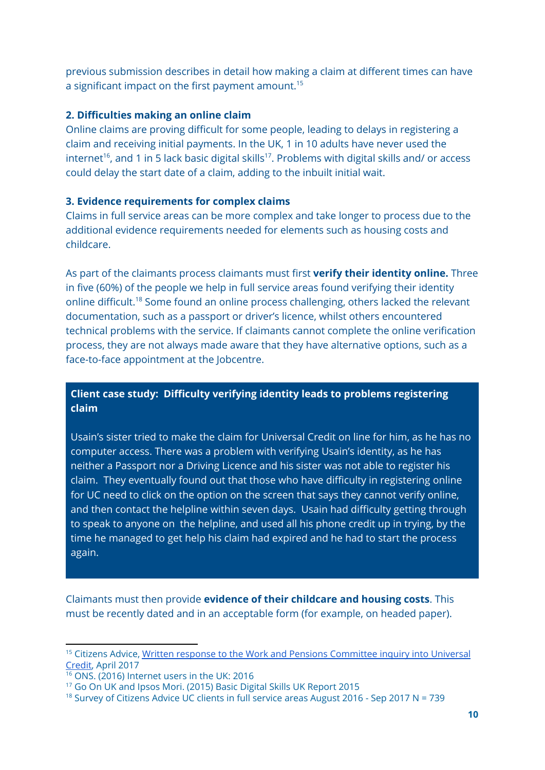previous submission describes in detail how making a claim at different times can have a significant impact on the first payment amount.[15]

### 2. Difficulties making an online claim

Online claims are proving difficult for some people, leading to delays in registering a claim and receiving initial payments. In the UK, 1 in 10 adults have never used the internet[16], and 1 in 5 lack basic digital skills[17]. Problems with digital skills and/ or access could delay the start date of a claim, adding to the inbuilt initial wait.

### 3. Evidence requirements for complex claims

Claims in full service areas can be more complex and take longer to process due to the additional evidence requirements needed for elements such as housing costs and childcare.

As part of the claimants process claimants must first **verify their identity online.** Three in five (60%) of the people we help in full service areas found verifying their identity online difficult.[18] Some found an online process challenging, others lacked the relevant documentation, such as a passport or driver's licence, whilst others encountered technical problems with the service. If claimants cannot complete the online verification process, they are not always made aware that they have alternative options, such as a face-to-face appointment at the Jobcentre.

> **Client case study: Difficulty verifying identity leads to problems registering claim**
>
> Usain's sister tried to make the claim for Universal Credit on line for him, as he has no computer access. There was a problem with verifying Usain's identity, as he has neither a Passport nor a Driving Licence and his sister was not able to register his claim. They eventually found out that those who have difficulty in registering online for UC need to click on the option on the screen that says they cannot verify online, and then contact the helpline within seven days. Usain had difficulty getting through to speak to anyone on the helpline, and used all his phone credit up in trying, by the time he managed to get help his claim had expired and he had to start the process again.

Claimants must then provide **evidence of their childcare and housing costs**. This must be recently dated and in an acceptable form (for example, on headed paper).

---

[15] Citizens Advice, Written response to the Work and Pensions Committee inquiry into Universal Credit, April 2017

[16] ONS. (2016) Internet users in the UK: 2016

[17] Go On UK and Ipsos Mori. (2015) Basic Digital Skills UK Report 2015

[18] Survey of Citizens Advice UC clients in full service areas August 2016 - Sep 2017 N = 739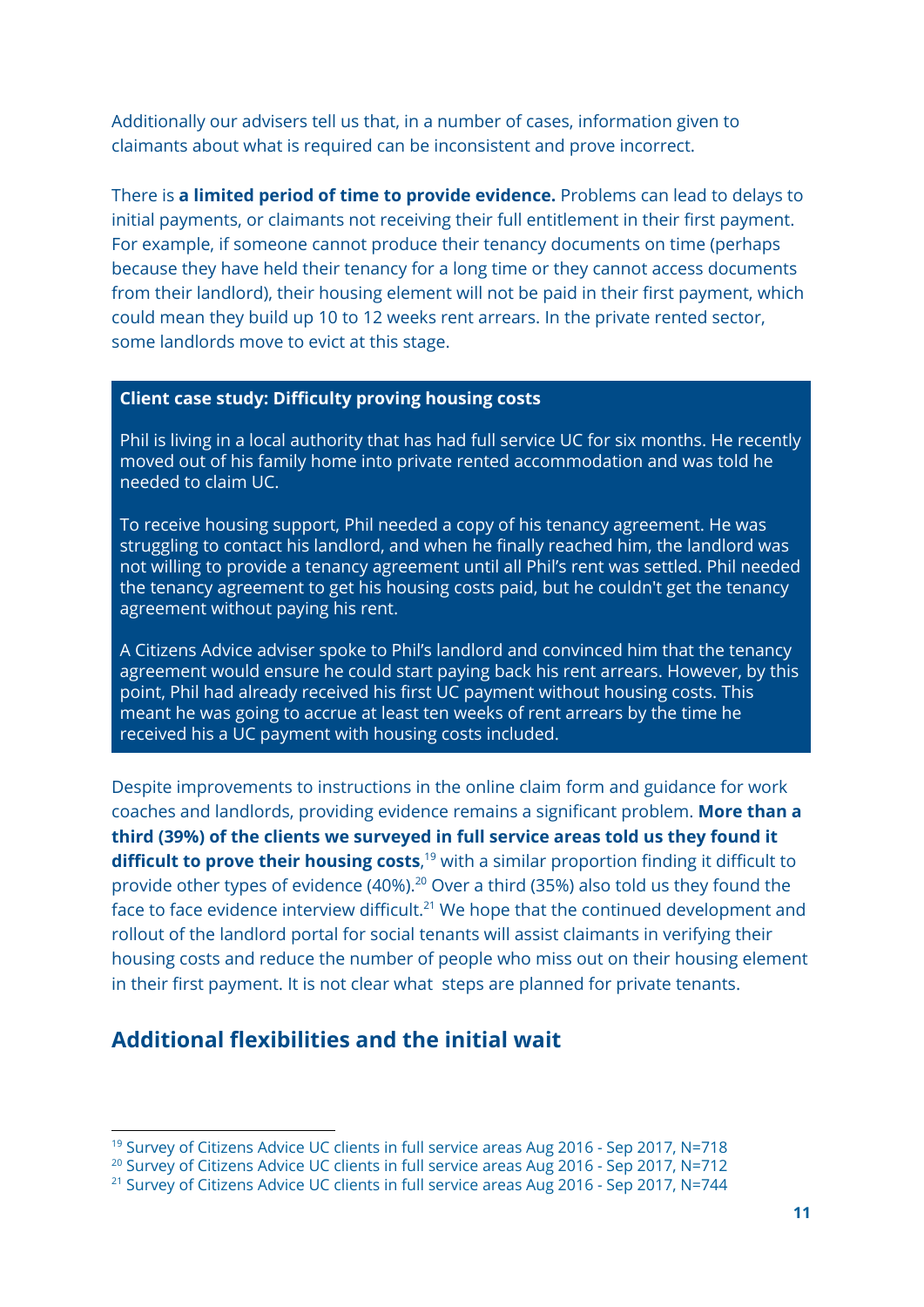Additionally our advisers tell us that, in a number of cases, information given to claimants about what is required can be inconsistent and prove incorrect.

There is **a limited period of time to provide evidence.** Problems can lead to delays to initial payments, or claimants not receiving their full entitlement in their first payment. For example, if someone cannot produce their tenancy documents on time (perhaps because they have held their tenancy for a long time or they cannot access documents from their landlord), their housing element will not be paid in their first payment, which could mean they build up 10 to 12 weeks rent arrears. In the private rented sector, some landlords move to evict at this stage.

> **Client case study: Difficulty proving housing costs**
>
> Phil is living in a local authority that has had full service UC for six months. He recently moved out of his family home into private rented accommodation and was told he needed to claim UC.
>
> To receive housing support, Phil needed a copy of his tenancy agreement. He was struggling to contact his landlord, and when he finally reached him, the landlord was not willing to provide a tenancy agreement until all Phil's rent was settled. Phil needed the tenancy agreement to get his housing costs paid, but he couldn't get the tenancy agreement without paying his rent.
>
> A Citizens Advice adviser spoke to Phil's landlord and convinced him that the tenancy agreement would ensure he could start paying back his rent arrears. However, by this point, Phil had already received his first UC payment without housing costs. This meant he was going to accrue at least ten weeks of rent arrears by the time he received his a UC payment with housing costs included.

Despite improvements to instructions in the online claim form and guidance for work coaches and landlords, providing evidence remains a significant problem. **More than a third (39%) of the clients we surveyed in full service areas told us they found it difficult to prove their housing costs**,[19] with a similar proportion finding it difficult to provide other types of evidence (40%).[20] Over a third (35%) also told us they found the face to face evidence interview difficult.[21] We hope that the continued development and rollout of the landlord portal for social tenants will assist claimants in verifying their housing costs and reduce the number of people who miss out on their housing element in their first payment. It is not clear what steps are planned for private tenants.

## Additional flexibilities and the initial wait

[19] Survey of Citizens Advice UC clients in full service areas Aug 2016 - Sep 2017, N=718

[20] Survey of Citizens Advice UC clients in full service areas Aug 2016 - Sep 2017, N=712

[21] Survey of Citizens Advice UC clients in full service areas Aug 2016 - Sep 2017, N=744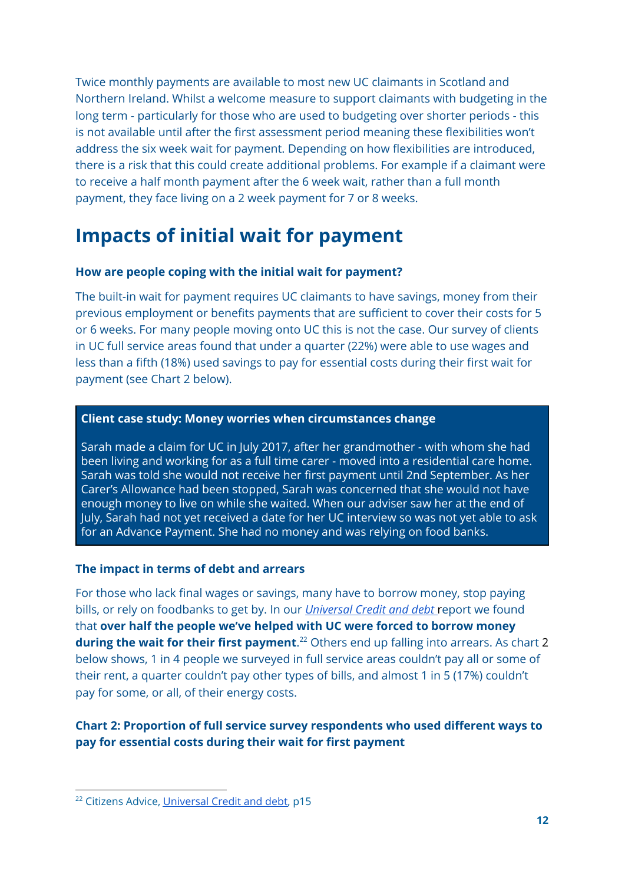Twice monthly payments are available to most new UC claimants in Scotland and Northern Ireland. Whilst a welcome measure to support claimants with budgeting in the long term - particularly for those who are used to budgeting over shorter periods - this is not available until after the first assessment period meaning these flexibilities won't address the six week wait for payment. Depending on how flexibilities are introduced, there is a risk that this could create additional problems. For example if a claimant were to receive a half month payment after the 6 week wait, rather than a full month payment, they face living on a 2 week payment for 7 or 8 weeks.

# Impacts of initial wait for payment

### How are people coping with the initial wait for payment?

The built-in wait for payment requires UC claimants to have savings, money from their previous employment or benefits payments that are sufficient to cover their costs for 5 or 6 weeks. For many people moving onto UC this is not the case. Our survey of clients in UC full service areas found that under a quarter (22%) were able to use wages and less than a fifth (18%) used savings to pay for essential costs during their first wait for payment (see Chart 2 below).

**Client case study: Money worries when circumstances change**

Sarah made a claim for UC in July 2017, after her grandmother - with whom she had been living and working for as a full time carer - moved into a residential care home. Sarah was told she would not receive her first payment until 2nd September. As her Carer's Allowance had been stopped, Sarah was concerned that she would not have enough money to live on while she waited. When our adviser saw her at the end of July, Sarah had not yet received a date for her UC interview so was not yet able to ask for an Advance Payment. She had no money and was relying on food banks.

### The impact in terms of debt and arrears

For those who lack final wages or savings, many have to borrow money, stop paying bills, or rely on foodbanks to get by. In our *Universal Credit and debt* report we found that **over half the people we've helped with UC were forced to borrow money during the wait for their first payment**.[22] Others end up falling into arrears. As chart 2 below shows, 1 in 4 people we surveyed in full service areas couldn't pay all or some of their rent, a quarter couldn't pay other types of bills, and almost 1 in 5 (17%) couldn't pay for some, or all, of their energy costs.

**Chart 2: Proportion of full service survey respondents who used different ways to pay for essential costs during their wait for first payment**

[22] Citizens Advice, Universal Credit and debt, p15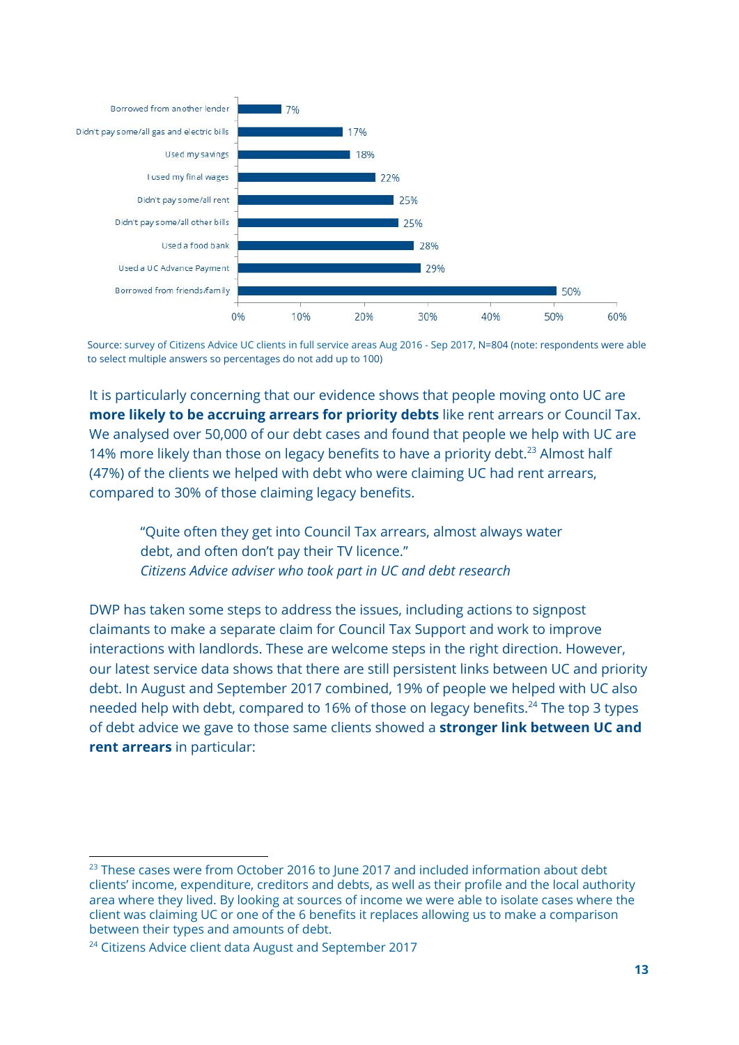| Response | Percentage |
|---|---|
| Borrowed from another lender | 7% |
| Didn't pay some/all gas and electric bills | 17% |
| Used my savings | 18% |
| I used my final wages | 22% |
| Didn't pay some/all rent | 25% |
| Didn't pay some/all other bills | 25% |
| Used a food bank | 28% |
| Used a UC Advance Payment | 29% |
| Borrowed from friends/family | 50% |

Source: survey of Citizens Advice UC clients in full service areas Aug 2016 - Sep 2017, N=804 (note: respondents were able to select multiple answers so percentages do not add up to 100)

It is particularly concerning that our evidence shows that people moving onto UC are **more likely to be accruing arrears for priority debts** like rent arrears or Council Tax. We analysed over 50,000 of our debt cases and found that people we help with UC are 14% more likely than those on legacy benefits to have a priority debt.[23] Almost half (47%) of the clients we helped with debt who were claiming UC had rent arrears, compared to 30% of those claiming legacy benefits.

> "Quite often they get into Council Tax arrears, almost always water debt, and often don't pay their TV licence."
> *Citizens Advice adviser who took part in UC and debt research*

DWP has taken some steps to address the issues, including actions to signpost claimants to make a separate claim for Council Tax Support and work to improve interactions with landlords. These are welcome steps in the right direction. However, our latest service data shows that there are still persistent links between UC and priority debt. In August and September 2017 combined, 19% of people we helped with UC also needed help with debt, compared to 16% of those on legacy benefits.[24] The top 3 types of debt advice we gave to those same clients showed a **stronger link between UC and rent arrears** in particular:

---

[23] These cases were from October 2016 to June 2017 and included information about debt clients' income, expenditure, creditors and debts, as well as their profile and the local authority area where they lived. By looking at sources of income we were able to isolate cases where the client was claiming UC or one of the 6 benefits it replaces allowing us to make a comparison between their types and amounts of debt.

[24] Citizens Advice client data August and September 2017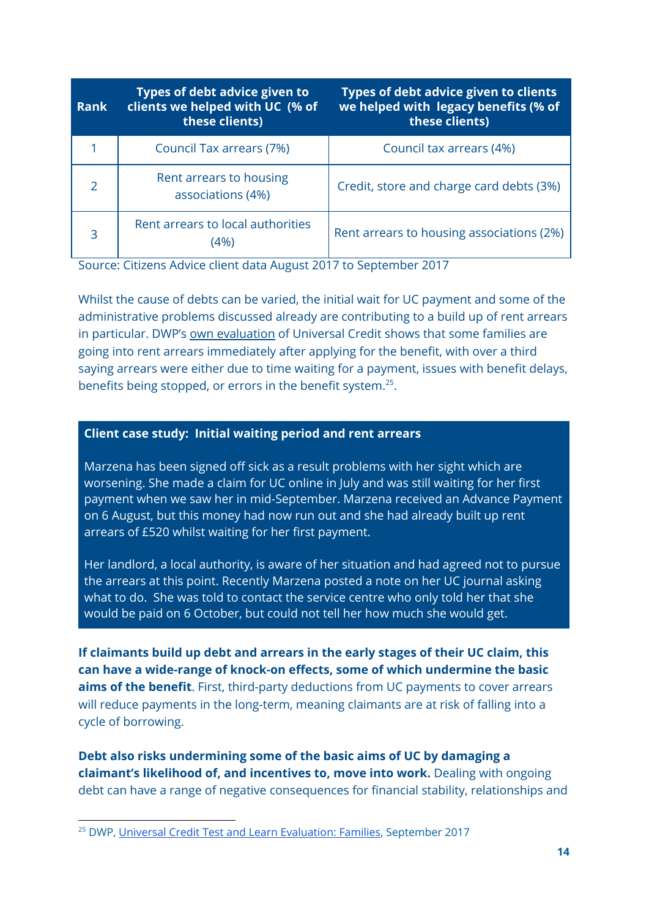| Rank | Types of debt advice given to clients we helped with UC (% of these clients) | Types of debt advice given to clients we helped with legacy benefits (% of these clients) |
|---|---|---|
| 1 | Council Tax arrears (7%) | Council tax arrears (4%) |
| 2 | Rent arrears to housing associations (4%) | Credit, store and charge card debts (3%) |
| 3 | Rent arrears to local authorities (4%) | Rent arrears to housing associations (2%) |

Source: Citizens Advice client data August 2017 to September 2017

Whilst the cause of debts can be varied, the initial wait for UC payment and some of the administrative problems discussed already are contributing to a build up of rent arrears in particular. DWP's own evaluation of Universal Credit shows that some families are going into rent arrears immediately after applying for the benefit, with over a third saying arrears were either due to time waiting for a payment, issues with benefit delays, benefits being stopped, or errors in the benefit system.[25].

**Client case study: Initial waiting period and rent arrears**

Marzena has been signed off sick as a result problems with her sight which are worsening. She made a claim for UC online in July and was still waiting for her first payment when we saw her in mid-September. Marzena received an Advance Payment on 6 August, but this money had now run out and she had already built up rent arrears of £520 whilst waiting for her first payment.

Her landlord, a local authority, is aware of her situation and had agreed not to pursue the arrears at this point. Recently Marzena posted a note on her UC journal asking what to do. She was told to contact the service centre who only told her that she would be paid on 6 October, but could not tell her how much she would get.

**If claimants build up debt and arrears in the early stages of their UC claim, this can have a wide-range of knock-on effects, some of which undermine the basic aims of the benefit**. First, third-party deductions from UC payments to cover arrears will reduce payments in the long-term, meaning claimants are at risk of falling into a cycle of borrowing.

**Debt also risks undermining some of the basic aims of UC by damaging a claimant's likelihood of, and incentives to, move into work.** Dealing with ongoing debt can have a range of negative consequences for financial stability, relationships and

[25] DWP, Universal Credit Test and Learn Evaluation: Families, September 2017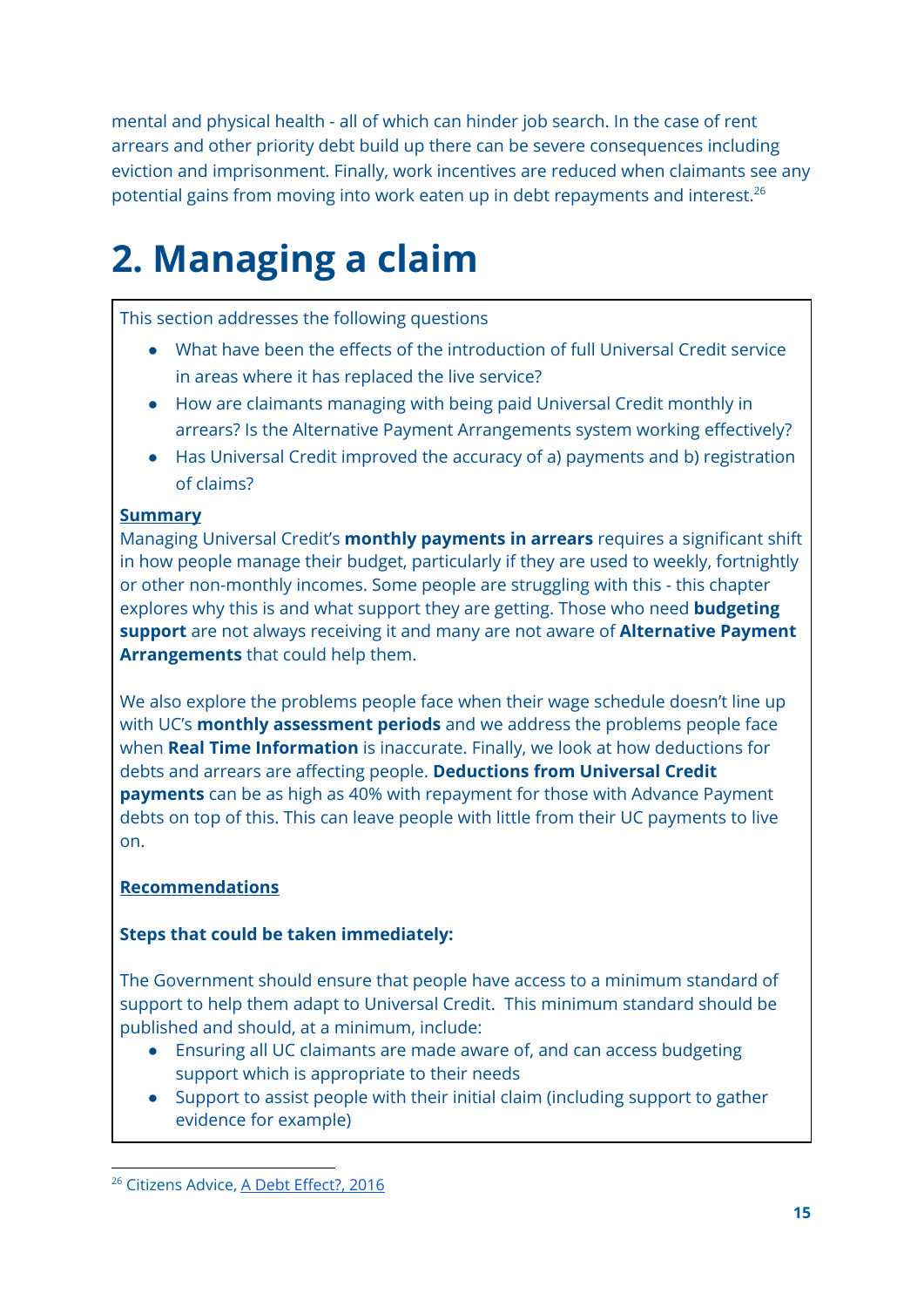mental and physical health - all of which can hinder job search. In the case of rent arrears and other priority debt build up there can be severe consequences including eviction and imprisonment. Finally, work incentives are reduced when claimants see any potential gains from moving into work eaten up in debt repayments and interest.[26]

# 2. Managing a claim

This section addresses the following questions

- What have been the effects of the introduction of full Universal Credit service in areas where it has replaced the live service?
- How are claimants managing with being paid Universal Credit monthly in arrears? Is the Alternative Payment Arrangements system working effectively?
- Has Universal Credit improved the accuracy of a) payments and b) registration of claims?

**Summary**

Managing Universal Credit's **monthly payments in arrears** requires a significant shift in how people manage their budget, particularly if they are used to weekly, fortnightly or other non-monthly incomes. Some people are struggling with this - this chapter explores why this is and what support they are getting. Those who need **budgeting support** are not always receiving it and many are not aware of **Alternative Payment Arrangements** that could help them.

We also explore the problems people face when their wage schedule doesn't line up with UC's **monthly assessment periods** and we address the problems people face when **Real Time Information** is inaccurate. Finally, we look at how deductions for debts and arrears are affecting people. **Deductions from Universal Credit payments** can be as high as 40% with repayment for those with Advance Payment debts on top of this. This can leave people with little from their UC payments to live on.

**Recommendations**

**Steps that could be taken immediately:**

The Government should ensure that people have access to a minimum standard of support to help them adapt to Universal Credit. This minimum standard should be published and should, at a minimum, include:

- Ensuring all UC claimants are made aware of, and can access budgeting support which is appropriate to their needs
- Support to assist people with their initial claim (including support to gather evidence for example)

[26] Citizens Advice, A Debt Effect?, 2016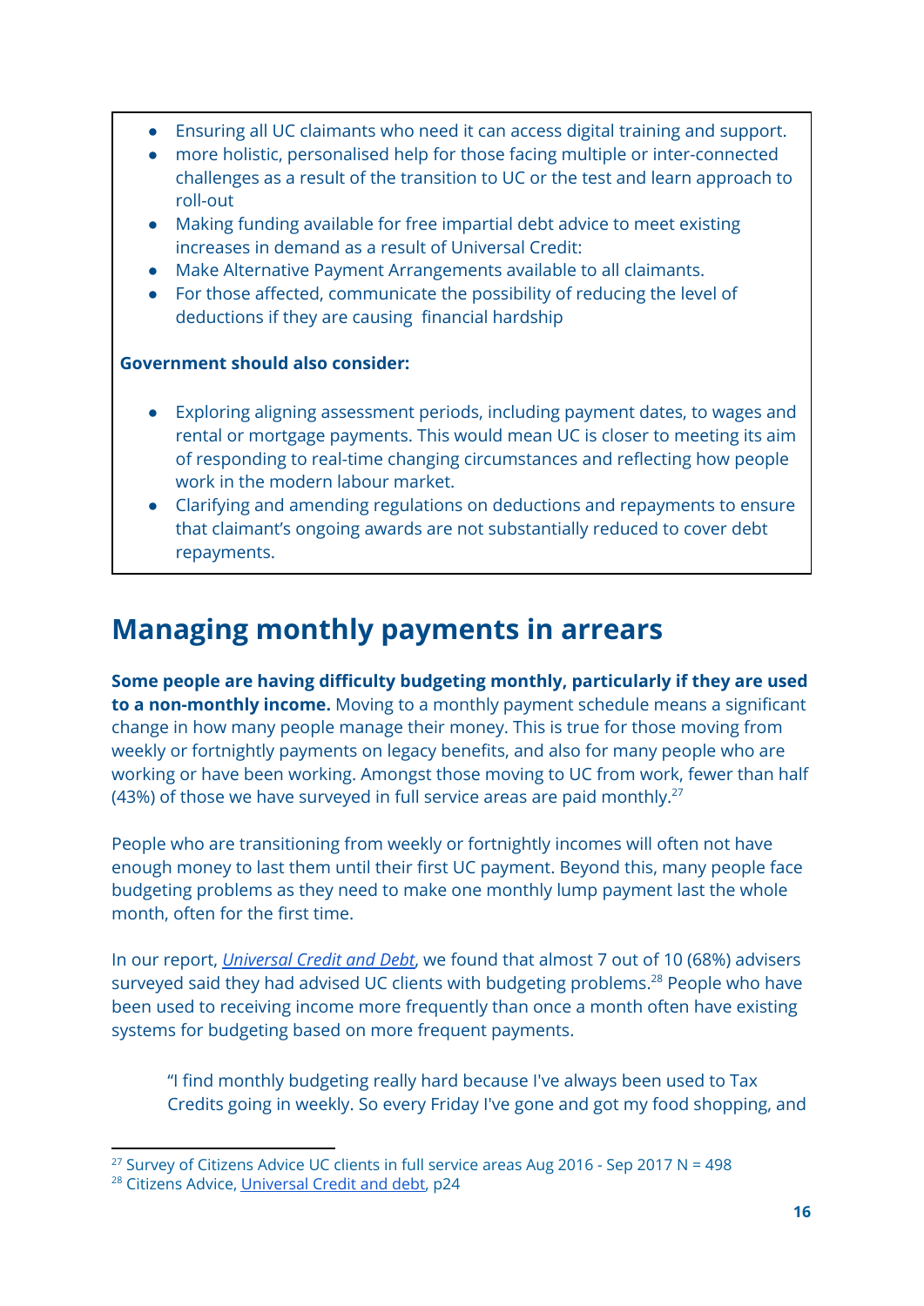- Ensuring all UC claimants who need it can access digital training and support.
- more holistic, personalised help for those facing multiple or inter-connected challenges as a result of the transition to UC or the test and learn approach to roll-out
- Making funding available for free impartial debt advice to meet existing increases in demand as a result of Universal Credit:
- Make Alternative Payment Arrangements available to all claimants.
- For those affected, communicate the possibility of reducing the level of deductions if they are causing financial hardship

**Government should also consider:**

- Exploring aligning assessment periods, including payment dates, to wages and rental or mortgage payments. This would mean UC is closer to meeting its aim of responding to real-time changing circumstances and reflecting how people work in the modern labour market.
- Clarifying and amending regulations on deductions and repayments to ensure that claimant's ongoing awards are not substantially reduced to cover debt repayments.

## Managing monthly payments in arrears

**Some people are having difficulty budgeting monthly, particularly if they are used to a non-monthly income.** Moving to a monthly payment schedule means a significant change in how many people manage their money. This is true for those moving from weekly or fortnightly payments on legacy benefits, and also for many people who are working or have been working. Amongst those moving to UC from work, fewer than half (43%) of those we have surveyed in full service areas are paid monthly.[27]

People who are transitioning from weekly or fortnightly incomes will often not have enough money to last them until their first UC payment. Beyond this, many people face budgeting problems as they need to make one monthly lump payment last the whole month, often for the first time.

In our report, *Universal Credit and Debt*, we found that almost 7 out of 10 (68%) advisers surveyed said they had advised UC clients with budgeting problems.[28] People who have been used to receiving income more frequently than once a month often have existing systems for budgeting based on more frequent payments.

> "I find monthly budgeting really hard because I've always been used to Tax Credits going in weekly. So every Friday I've gone and got my food shopping, and

[27] Survey of Citizens Advice UC clients in full service areas Aug 2016 - Sep 2017 N = 498

[28] Citizens Advice, Universal Credit and debt, p24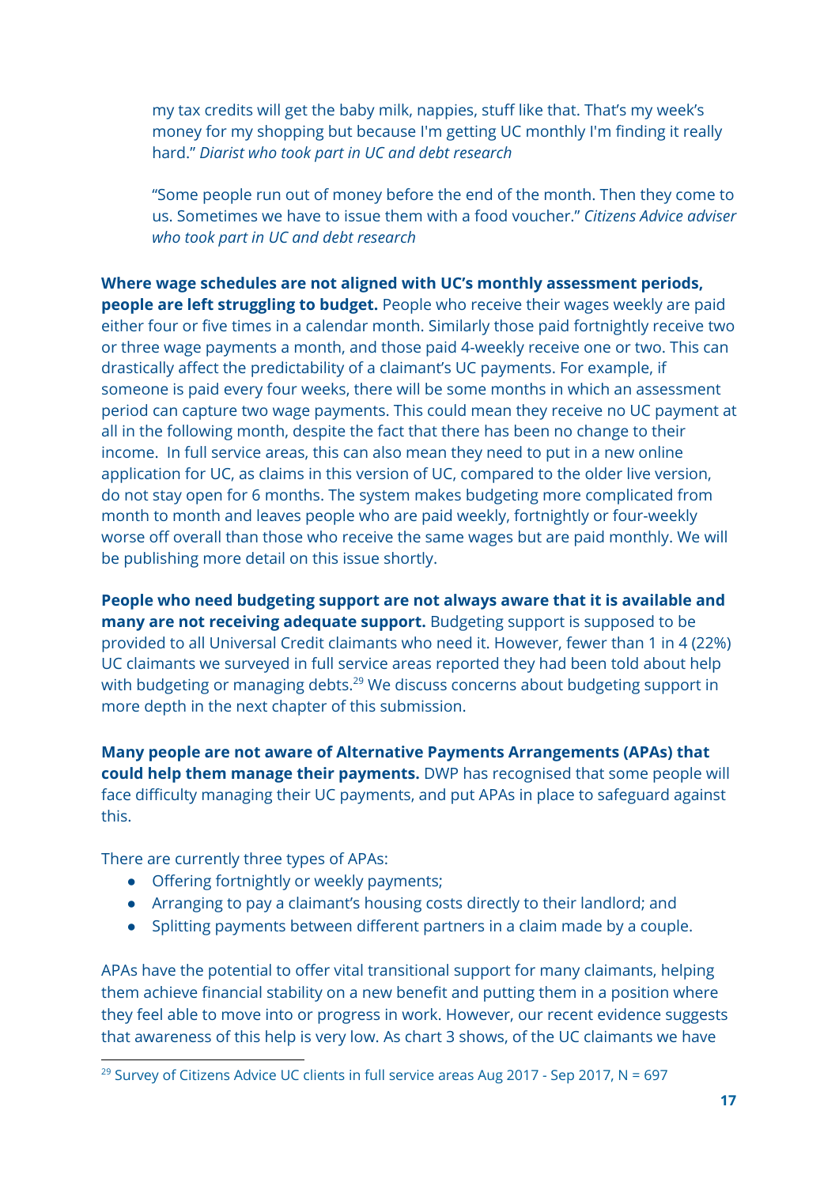my tax credits will get the baby milk, nappies, stuff like that. That's my week's money for my shopping but because I'm getting UC monthly I'm finding it really hard." *Diarist who took part in UC and debt research*

> "Some people run out of money before the end of the month. Then they come to us. Sometimes we have to issue them with a food voucher." *Citizens Advice adviser who took part in UC and debt research*

**Where wage schedules are not aligned with UC's monthly assessment periods, people are left struggling to budget.** People who receive their wages weekly are paid either four or five times in a calendar month. Similarly those paid fortnightly receive two or three wage payments a month, and those paid 4-weekly receive one or two. This can drastically affect the predictability of a claimant's UC payments. For example, if someone is paid every four weeks, there will be some months in which an assessment period can capture two wage payments. This could mean they receive no UC payment at all in the following month, despite the fact that there has been no change to their income. In full service areas, this can also mean they need to put in a new online application for UC, as claims in this version of UC, compared to the older live version, do not stay open for 6 months. The system makes budgeting more complicated from month to month and leaves people who are paid weekly, fortnightly or four-weekly worse off overall than those who receive the same wages but are paid monthly. We will be publishing more detail on this issue shortly.

**People who need budgeting support are not always aware that it is available and many are not receiving adequate support.** Budgeting support is supposed to be provided to all Universal Credit claimants who need it. However, fewer than 1 in 4 (22%) UC claimants we surveyed in full service areas reported they had been told about help with budgeting or managing debts.[29] We discuss concerns about budgeting support in more depth in the next chapter of this submission.

**Many people are not aware of Alternative Payments Arrangements (APAs) that could help them manage their payments.** DWP has recognised that some people will face difficulty managing their UC payments, and put APAs in place to safeguard against this.

There are currently three types of APAs:

- Offering fortnightly or weekly payments;
- Arranging to pay a claimant's housing costs directly to their landlord; and
- Splitting payments between different partners in a claim made by a couple.

APAs have the potential to offer vital transitional support for many claimants, helping them achieve financial stability on a new benefit and putting them in a position where they feel able to move into or progress in work. However, our recent evidence suggests that awareness of this help is very low. As chart 3 shows, of the UC claimants we have

[29] Survey of Citizens Advice UC clients in full service areas Aug 2017 - Sep 2017, N = 697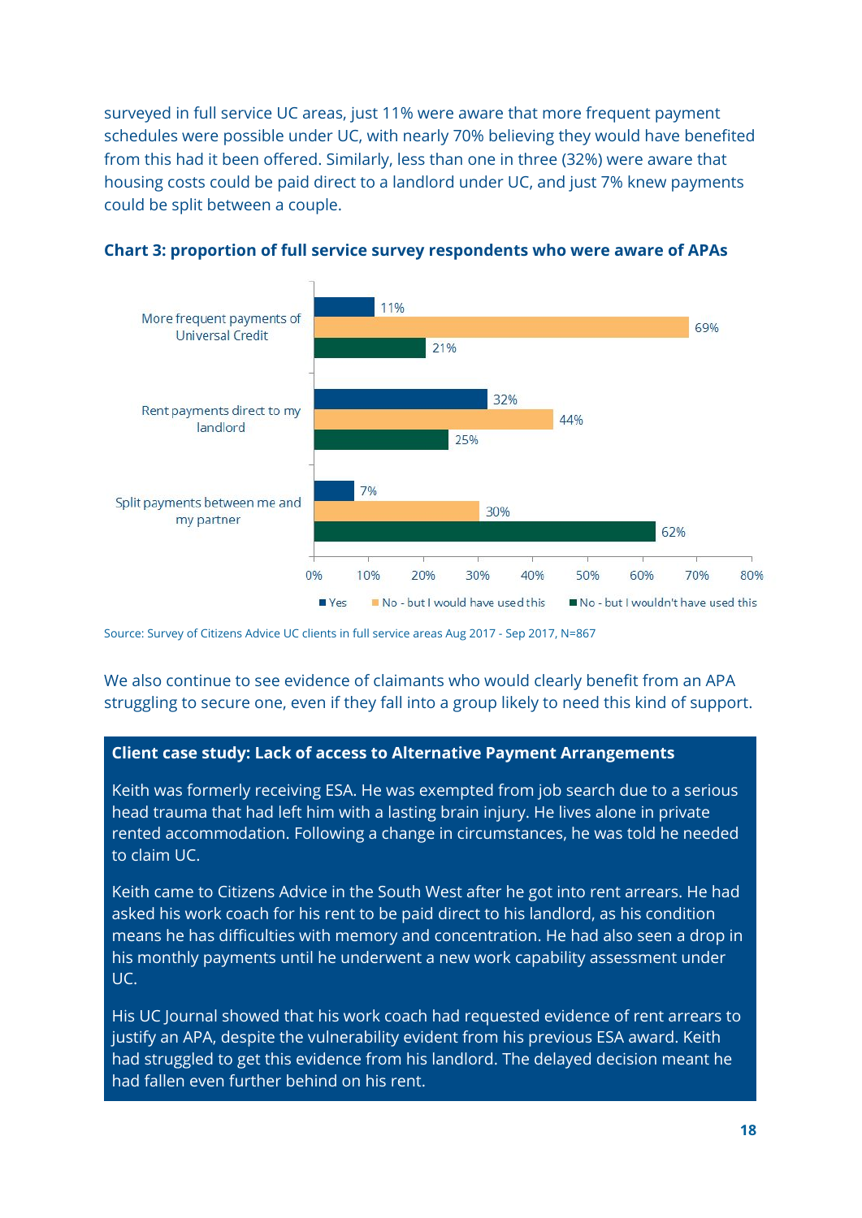surveyed in full service UC areas, just 11% were aware that more frequent payment schedules were possible under UC, with nearly 70% believing they would have benefited from this had it been offered. Similarly, less than one in three (32%) were aware that housing costs could be paid direct to a landlord under UC, and just 7% knew payments could be split between a couple.

**Chart 3: proportion of full service survey respondents who were aware of APAs**

| | Yes | No - but I would have used this | No - but I wouldn't have used this |
|---|---|---|---|
| More frequent payments of Universal Credit | 11% | 69% | 21% |
| Rent payments direct to my landlord | 32% | 44% | 25% |
| Split payments between me and my partner | 7% | 30% | 62% |

Source: Survey of Citizens Advice UC clients in full service areas Aug 2017 - Sep 2017, N=867

We also continue to see evidence of claimants who would clearly benefit from an APA struggling to secure one, even if they fall into a group likely to need this kind of support.

**Client case study: Lack of access to Alternative Payment Arrangements**

Keith was formerly receiving ESA. He was exempted from job search due to a serious head trauma that had left him with a lasting brain injury. He lives alone in private rented accommodation. Following a change in circumstances, he was told he needed to claim UC.

Keith came to Citizens Advice in the South West after he got into rent arrears. He had asked his work coach for his rent to be paid direct to his landlord, as his condition means he has difficulties with memory and concentration. He had also seen a drop in his monthly payments until he underwent a new work capability assessment under UC.

His UC Journal showed that his work coach had requested evidence of rent arrears to justify an APA, despite the vulnerability evident from his previous ESA award. Keith had struggled to get this evidence from his landlord. The delayed decision meant he had fallen even further behind on his rent.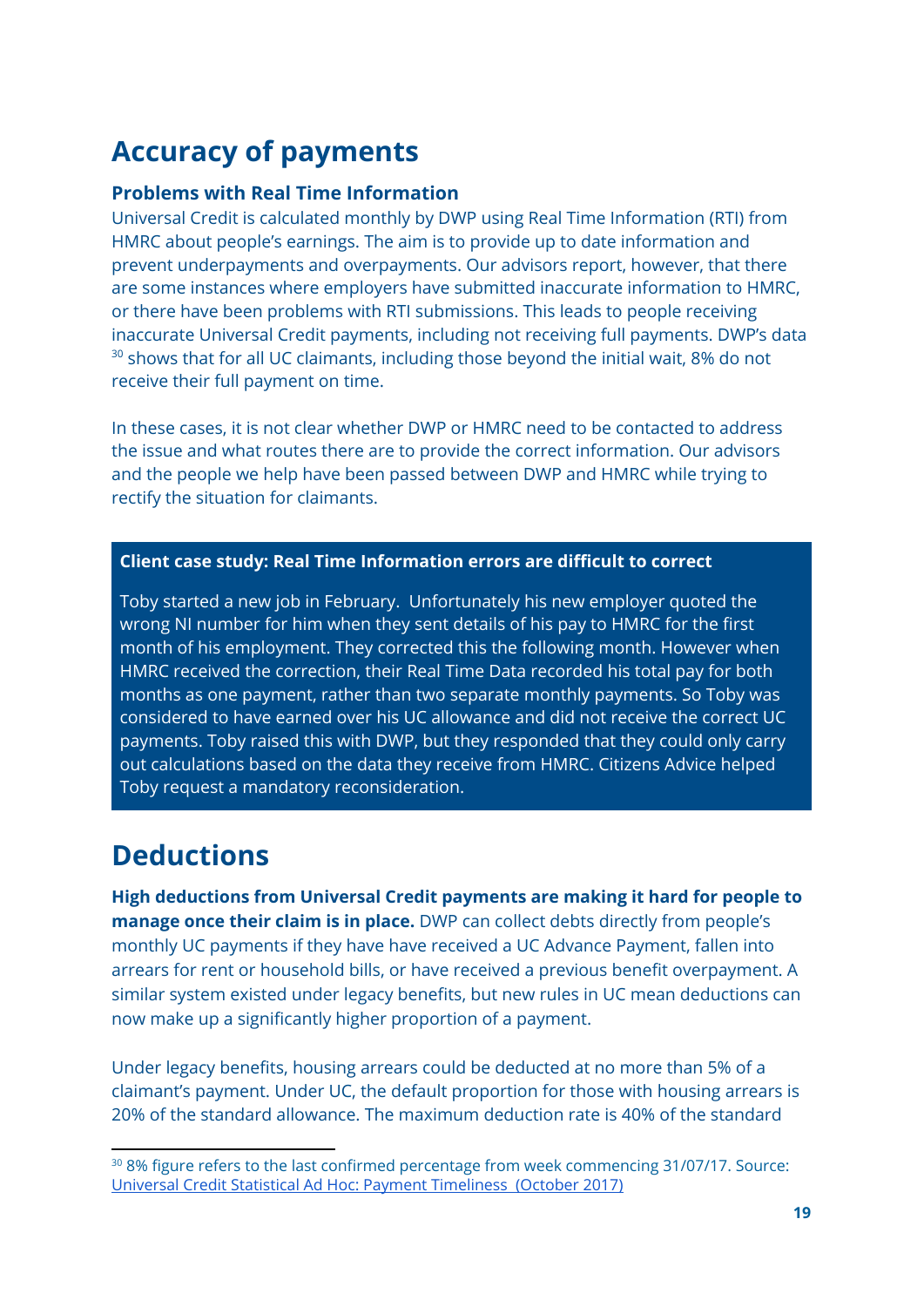## Accuracy of payments

### Problems with Real Time Information

Universal Credit is calculated monthly by DWP using Real Time Information (RTI) from HMRC about people's earnings. The aim is to provide up to date information and prevent underpayments and overpayments. Our advisors report, however, that there are some instances where employers have submitted inaccurate information to HMRC, or there have been problems with RTI submissions. This leads to people receiving inaccurate Universal Credit payments, including not receiving full payments. DWP's data [30] shows that for all UC claimants, including those beyond the initial wait, 8% do not receive their full payment on time.

In these cases, it is not clear whether DWP or HMRC need to be contacted to address the issue and what routes there are to provide the correct information. Our advisors and the people we help have been passed between DWP and HMRC while trying to rectify the situation for claimants.

> **Client case study: Real Time Information errors are difficult to correct**
>
> Toby started a new job in February. Unfortunately his new employer quoted the wrong NI number for him when they sent details of his pay to HMRC for the first month of his employment. They corrected this the following month. However when HMRC received the correction, their Real Time Data recorded his total pay for both months as one payment, rather than two separate monthly payments. So Toby was considered to have earned over his UC allowance and did not receive the correct UC payments. Toby raised this with DWP, but they responded that they could only carry out calculations based on the data they receive from HMRC. Citizens Advice helped Toby request a mandatory reconsideration.

## Deductions

**High deductions from Universal Credit payments are making it hard for people to manage once their claim is in place.** DWP can collect debts directly from people's monthly UC payments if they have have received a UC Advance Payment, fallen into arrears for rent or household bills, or have received a previous benefit overpayment. A similar system existed under legacy benefits, but new rules in UC mean deductions can now make up a significantly higher proportion of a payment.

Under legacy benefits, housing arrears could be deducted at no more than 5% of a claimant's payment. Under UC, the default proportion for those with housing arrears is 20% of the standard allowance. The maximum deduction rate is 40% of the standard

---

[30] 8% figure refers to the last confirmed percentage from week commencing 31/07/17. Source: Universal Credit Statistical Ad Hoc: Payment Timeliness (October 2017)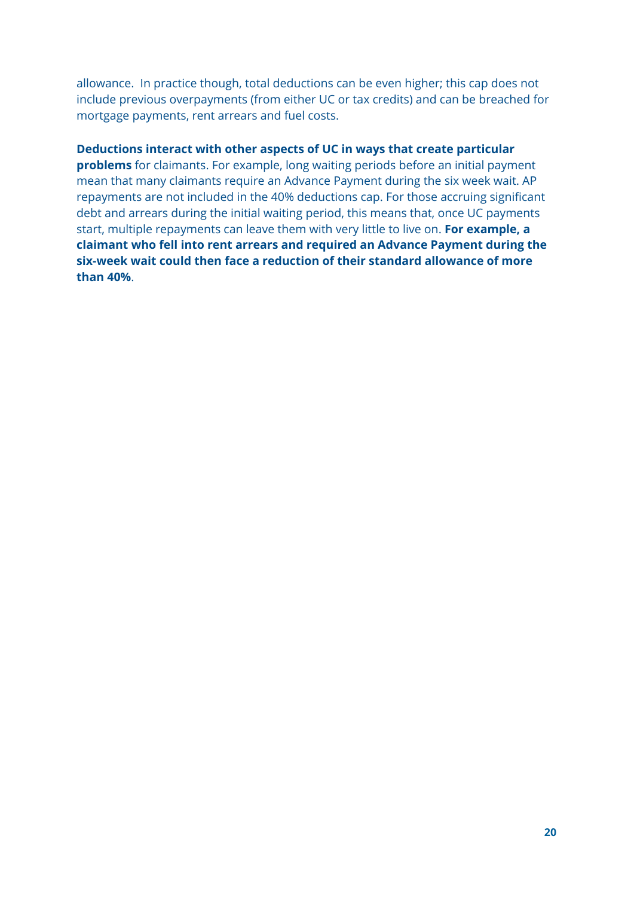allowance. In practice though, total deductions can be even higher; this cap does not include previous overpayments (from either UC or tax credits) and can be breached for mortgage payments, rent arrears and fuel costs.

**Deductions interact with other aspects of UC in ways that create particular problems** for claimants. For example, long waiting periods before an initial payment mean that many claimants require an Advance Payment during the six week wait. AP repayments are not included in the 40% deductions cap. For those accruing significant debt and arrears during the initial waiting period, this means that, once UC payments start, multiple repayments can leave them with very little to live on. **For example, a claimant who fell into rent arrears and required an Advance Payment during the six-week wait could then face a reduction of their standard allowance of more than 40%**.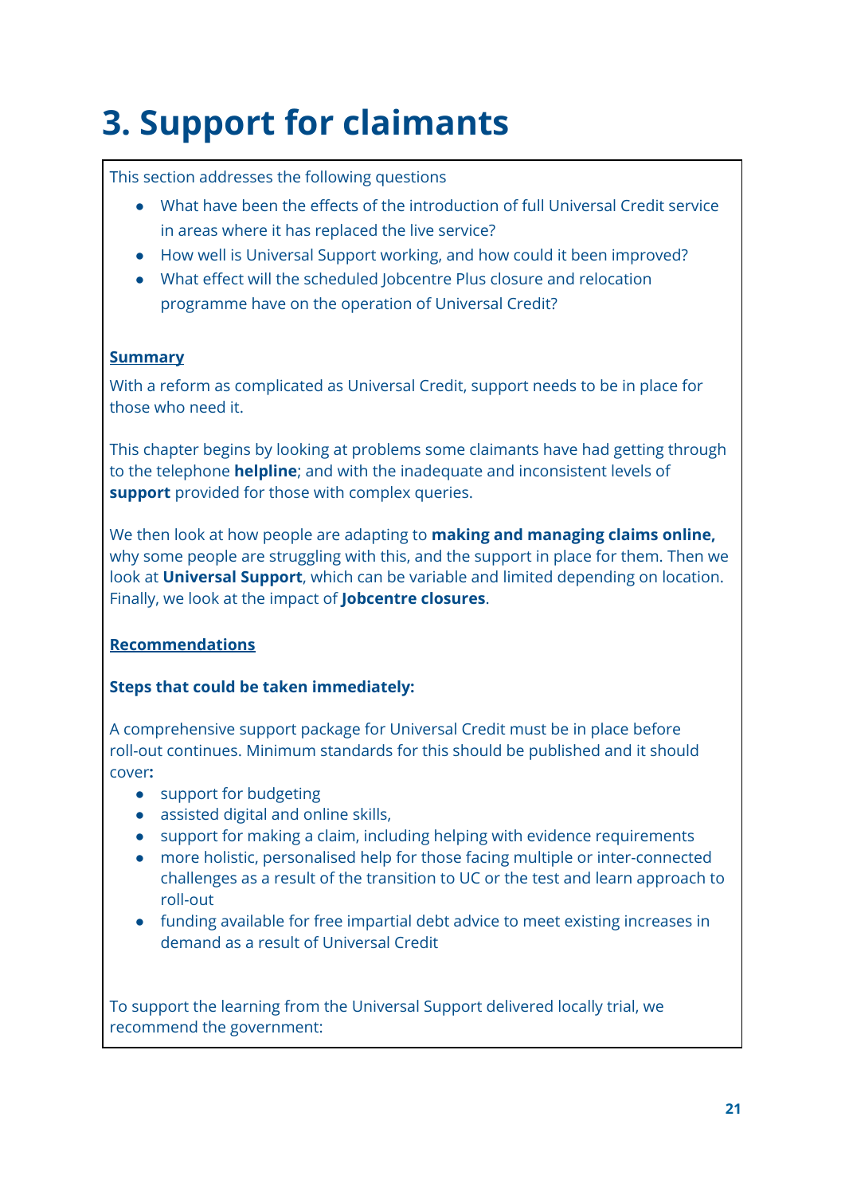# 3. Support for claimants

This section addresses the following questions

- What have been the effects of the introduction of full Universal Credit service in areas where it has replaced the live service?
- How well is Universal Support working, and how could it been improved?
- What effect will the scheduled Jobcentre Plus closure and relocation programme have on the operation of Universal Credit?

**Summary**

With a reform as complicated as Universal Credit, support needs to be in place for those who need it.

This chapter begins by looking at problems some claimants have had getting through to the telephone **helpline**; and with the inadequate and inconsistent levels of **support** provided for those with complex queries.

We then look at how people are adapting to **making and managing claims online,** why some people are struggling with this, and the support in place for them. Then we look at **Universal Support**, which can be variable and limited depending on location. Finally, we look at the impact of **Jobcentre closures**.

**Recommendations**

**Steps that could be taken immediately:**

A comprehensive support package for Universal Credit must be in place before roll-out continues. Minimum standards for this should be published and it should cover**:**

- support for budgeting
- assisted digital and online skills,
- support for making a claim, including helping with evidence requirements
- more holistic, personalised help for those facing multiple or inter-connected challenges as a result of the transition to UC or the test and learn approach to roll-out
- funding available for free impartial debt advice to meet existing increases in demand as a result of Universal Credit

To support the learning from the Universal Support delivered locally trial, we recommend the government: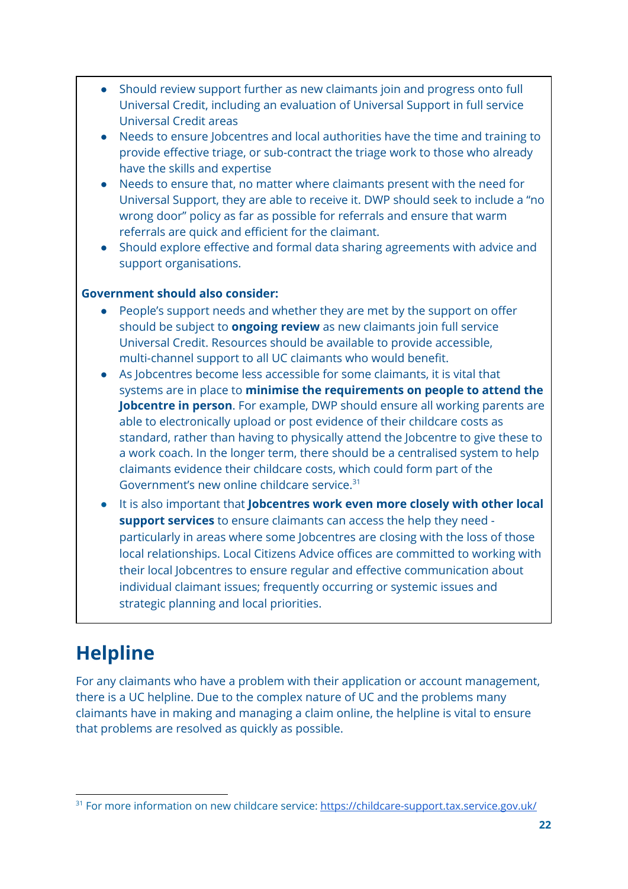- Should review support further as new claimants join and progress onto full Universal Credit, including an evaluation of Universal Support in full service Universal Credit areas
- Needs to ensure Jobcentres and local authorities have the time and training to provide effective triage, or sub-contract the triage work to those who already have the skills and expertise
- Needs to ensure that, no matter where claimants present with the need for Universal Support, they are able to receive it. DWP should seek to include a "no wrong door" policy as far as possible for referrals and ensure that warm referrals are quick and efficient for the claimant.
- Should explore effective and formal data sharing agreements with advice and support organisations.

**Government should also consider:**

- People's support needs and whether they are met by the support on offer should be subject to **ongoing review** as new claimants join full service Universal Credit. Resources should be available to provide accessible, multi-channel support to all UC claimants who would benefit.
- As Jobcentres become less accessible for some claimants, it is vital that systems are in place to **minimise the requirements on people to attend the Jobcentre in person**. For example, DWP should ensure all working parents are able to electronically upload or post evidence of their childcare costs as standard, rather than having to physically attend the Jobcentre to give these to a work coach. In the longer term, there should be a centralised system to help claimants evidence their childcare costs, which could form part of the Government's new online childcare service.[31]
- It is also important that **Jobcentres work even more closely with other local support services** to ensure claimants can access the help they need - particularly in areas where some Jobcentres are closing with the loss of those local relationships. Local Citizens Advice offices are committed to working with their local Jobcentres to ensure regular and effective communication about individual claimant issues; frequently occurring or systemic issues and strategic planning and local priorities.

## Helpline

For any claimants who have a problem with their application or account management, there is a UC helpline. Due to the complex nature of UC and the problems many claimants have in making and managing a claim online, the helpline is vital to ensure that problems are resolved as quickly as possible.

[31] For more information on new childcare service: https://childcare-support.tax.service.gov.uk/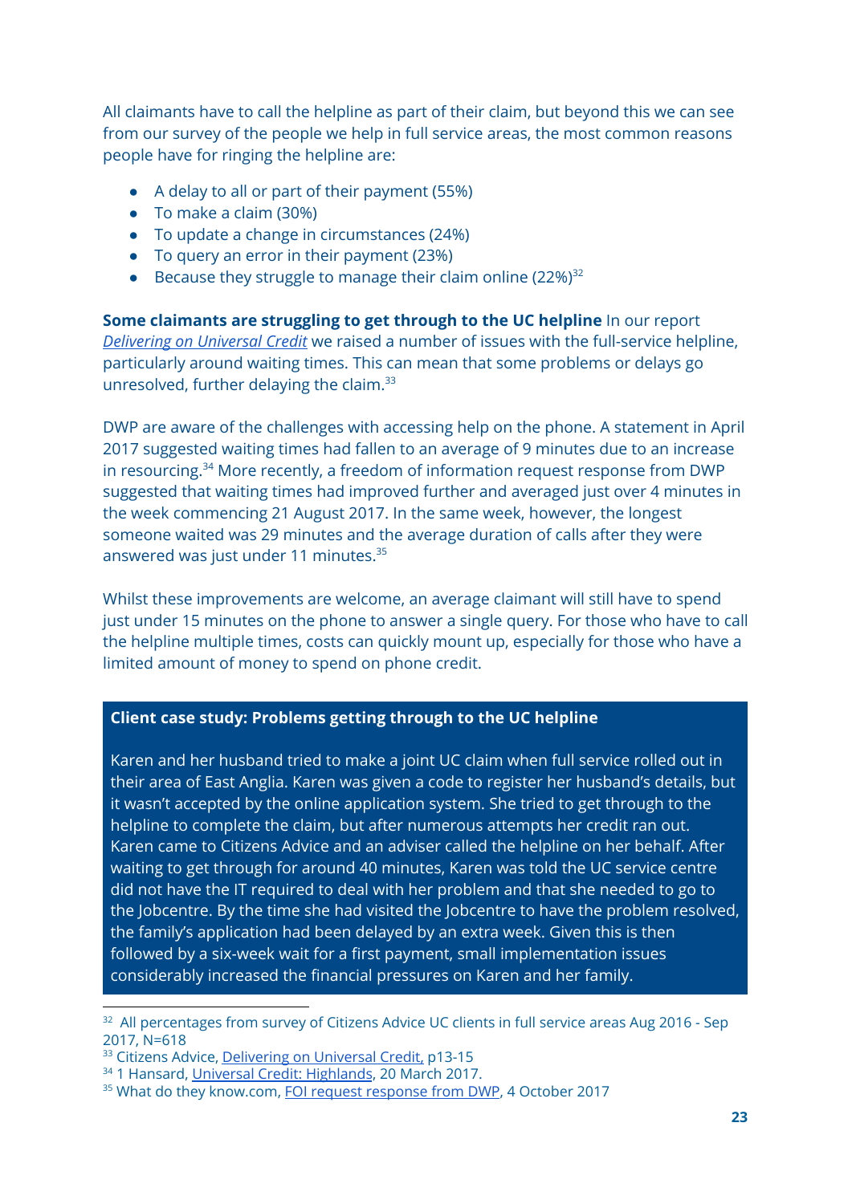All claimants have to call the helpline as part of their claim, but beyond this we can see from our survey of the people we help in full service areas, the most common reasons people have for ringing the helpline are:

- A delay to all or part of their payment (55%)
- To make a claim (30%)
- To update a change in circumstances (24%)
- To query an error in their payment (23%)
- Because they struggle to manage their claim online (22%)[32]

**Some claimants are struggling to get through to the UC helpline** In our report *Delivering on Universal Credit* we raised a number of issues with the full-service helpline, particularly around waiting times. This can mean that some problems or delays go unresolved, further delaying the claim.[33]

DWP are aware of the challenges with accessing help on the phone. A statement in April 2017 suggested waiting times had fallen to an average of 9 minutes due to an increase in resourcing.[34] More recently, a freedom of information request response from DWP suggested that waiting times had improved further and averaged just over 4 minutes in the week commencing 21 August 2017. In the same week, however, the longest someone waited was 29 minutes and the average duration of calls after they were answered was just under 11 minutes.[35]

Whilst these improvements are welcome, an average claimant will still have to spend just under 15 minutes on the phone to answer a single query. For those who have to call the helpline multiple times, costs can quickly mount up, especially for those who have a limited amount of money to spend on phone credit.

**Client case study: Problems getting through to the UC helpline**

Karen and her husband tried to make a joint UC claim when full service rolled out in their area of East Anglia. Karen was given a code to register her husband's details, but it wasn't accepted by the online application system. She tried to get through to the helpline to complete the claim, but after numerous attempts her credit ran out. Karen came to Citizens Advice and an adviser called the helpline on her behalf. After waiting to get through for around 40 minutes, Karen was told the UC service centre did not have the IT required to deal with her problem and that she needed to go to the Jobcentre. By the time she had visited the Jobcentre to have the problem resolved, the family's application had been delayed by an extra week. Given this is then followed by a six-week wait for a first payment, small implementation issues considerably increased the financial pressures on Karen and her family.

---

[32] All percentages from survey of Citizens Advice UC clients in full service areas Aug 2016 - Sep 2017, N=618

[33] Citizens Advice, Delivering on Universal Credit, p13-15

[34] 1 Hansard, Universal Credit: Highlands, 20 March 2017.

[35] What do they know.com, FOI request response from DWP, 4 October 2017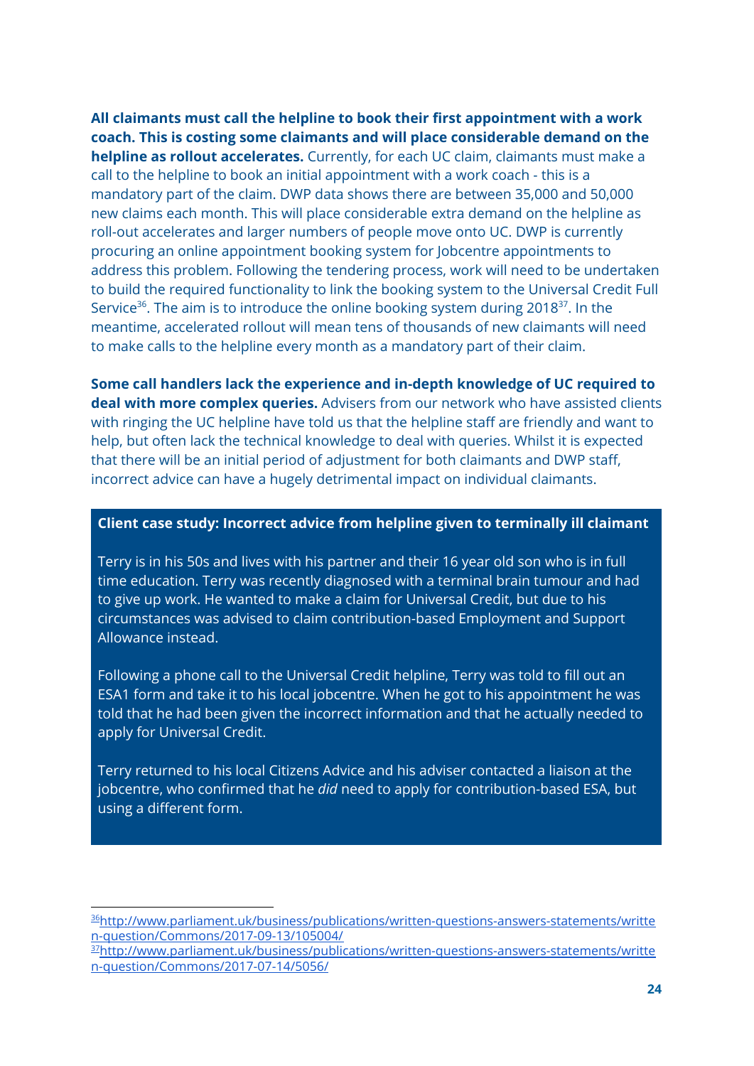**All claimants must call the helpline to book their first appointment with a work coach. This is costing some claimants and will place considerable demand on the helpline as rollout accelerates.** Currently, for each UC claim, claimants must make a call to the helpline to book an initial appointment with a work coach - this is a mandatory part of the claim. DWP data shows there are between 35,000 and 50,000 new claims each month. This will place considerable extra demand on the helpline as roll-out accelerates and larger numbers of people move onto UC. DWP is currently procuring an online appointment booking system for Jobcentre appointments to address this problem. Following the tendering process, work will need to be undertaken to build the required functionality to link the booking system to the Universal Credit Full Service[36]. The aim is to introduce the online booking system during 2018[37]. In the meantime, accelerated rollout will mean tens of thousands of new claimants will need to make calls to the helpline every month as a mandatory part of their claim.

**Some call handlers lack the experience and in-depth knowledge of UC required to deal with more complex queries.** Advisers from our network who have assisted clients with ringing the UC helpline have told us that the helpline staff are friendly and want to help, but often lack the technical knowledge to deal with queries. Whilst it is expected that there will be an initial period of adjustment for both claimants and DWP staff, incorrect advice can have a hugely detrimental impact on individual claimants.

**Client case study: Incorrect advice from helpline given to terminally ill claimant**

Terry is in his 50s and lives with his partner and their 16 year old son who is in full time education. Terry was recently diagnosed with a terminal brain tumour and had to give up work. He wanted to make a claim for Universal Credit, but due to his circumstances was advised to claim contribution-based Employment and Support Allowance instead.

Following a phone call to the Universal Credit helpline, Terry was told to fill out an ESA1 form and take it to his local jobcentre. When he got to his appointment he was told that he had been given the incorrect information and that he actually needed to apply for Universal Credit.

Terry returned to his local Citizens Advice and his adviser contacted a liaison at the jobcentre, who confirmed that he *did* need to apply for contribution-based ESA, but using a different form.

---

[36] http://www.parliament.uk/business/publications/written-questions-answers-statements/written-question/Commons/2017-09-13/105004/

[37] http://www.parliament.uk/business/publications/written-questions-answers-statements/written-question/Commons/2017-07-14/5056/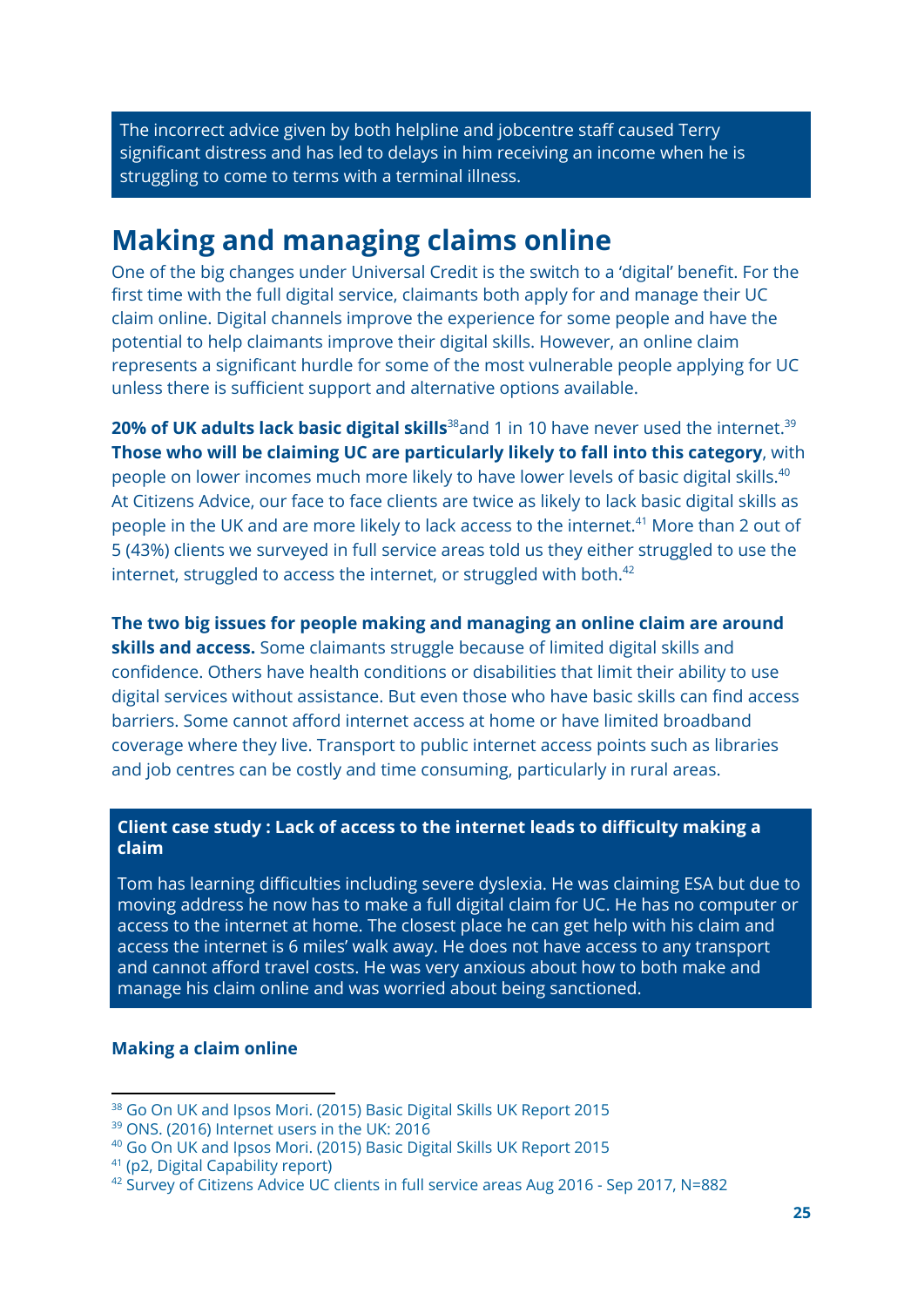The incorrect advice given by both helpline and jobcentre staff caused Terry significant distress and has led to delays in him receiving an income when he is struggling to come to terms with a terminal illness.

## Making and managing claims online

One of the big changes under Universal Credit is the switch to a 'digital' benefit. For the first time with the full digital service, claimants both apply for and manage their UC claim online. Digital channels improve the experience for some people and have the potential to help claimants improve their digital skills. However, an online claim represents a significant hurdle for some of the most vulnerable people applying for UC unless there is sufficient support and alternative options available.

**20% of UK adults lack basic digital skills**[38] and 1 in 10 have never used the internet.[39] **Those who will be claiming UC are particularly likely to fall into this category**, with people on lower incomes much more likely to have lower levels of basic digital skills.[40] At Citizens Advice, our face to face clients are twice as likely to lack basic digital skills as people in the UK and are more likely to lack access to the internet.[41] More than 2 out of 5 (43%) clients we surveyed in full service areas told us they either struggled to use the internet, struggled to access the internet, or struggled with both.[42]

**The two big issues for people making and managing an online claim are around skills and access.** Some claimants struggle because of limited digital skills and confidence. Others have health conditions or disabilities that limit their ability to use digital services without assistance. But even those who have basic skills can find access barriers. Some cannot afford internet access at home or have limited broadband coverage where they live. Transport to public internet access points such as libraries and job centres can be costly and time consuming, particularly in rural areas.

**Client case study : Lack of access to the internet leads to difficulty making a claim**

Tom has learning difficulties including severe dyslexia. He was claiming ESA but due to moving address he now has to make a full digital claim for UC. He has no computer or access to the internet at home. The closest place he can get help with his claim and access the internet is 6 miles' walk away. He does not have access to any transport and cannot afford travel costs. He was very anxious about how to both make and manage his claim online and was worried about being sanctioned.

#### Making a claim online

---

[38] Go On UK and Ipsos Mori. (2015) Basic Digital Skills UK Report 2015
[39] ONS. (2016) Internet users in the UK: 2016
[40] Go On UK and Ipsos Mori. (2015) Basic Digital Skills UK Report 2015
[41] (p2, Digital Capability report)
[42] Survey of Citizens Advice UC clients in full service areas Aug 2016 - Sep 2017, N=882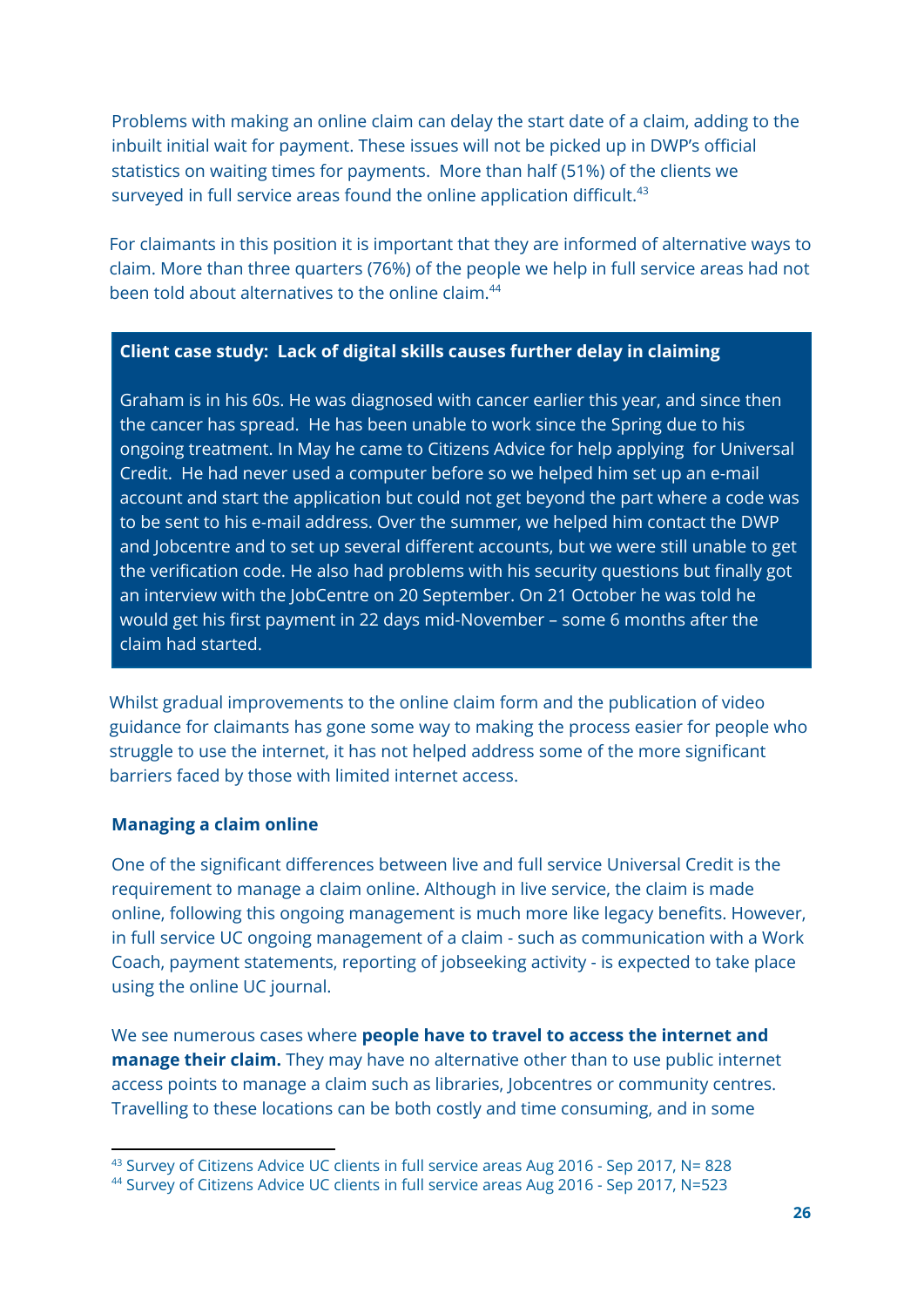Problems with making an online claim can delay the start date of a claim, adding to the inbuilt initial wait for payment. These issues will not be picked up in DWP's official statistics on waiting times for payments. More than half (51%) of the clients we surveyed in full service areas found the online application difficult.[43]

For claimants in this position it is important that they are informed of alternative ways to claim. More than three quarters (76%) of the people we help in full service areas had not been told about alternatives to the online claim.[44]

**Client case study: Lack of digital skills causes further delay in claiming**

Graham is in his 60s. He was diagnosed with cancer earlier this year, and since then the cancer has spread. He has been unable to work since the Spring due to his ongoing treatment. In May he came to Citizens Advice for help applying for Universal Credit. He had never used a computer before so we helped him set up an e-mail account and start the application but could not get beyond the part where a code was to be sent to his e-mail address. Over the summer, we helped him contact the DWP and Jobcentre and to set up several different accounts, but we were still unable to get the verification code. He also had problems with his security questions but finally got an interview with the JobCentre on 20 September. On 21 October he was told he would get his first payment in 22 days mid-November – some 6 months after the claim had started.

Whilst gradual improvements to the online claim form and the publication of video guidance for claimants has gone some way to making the process easier for people who struggle to use the internet, it has not helped address some of the more significant barriers faced by those with limited internet access.

### Managing a claim online

One of the significant differences between live and full service Universal Credit is the requirement to manage a claim online. Although in live service, the claim is made online, following this ongoing management is much more like legacy benefits. However, in full service UC ongoing management of a claim - such as communication with a Work Coach, payment statements, reporting of jobseeking activity - is expected to take place using the online UC journal.

We see numerous cases where **people have to travel to access the internet and manage their claim.** They may have no alternative other than to use public internet access points to manage a claim such as libraries, Jobcentres or community centres. Travelling to these locations can be both costly and time consuming, and in some

[43] Survey of Citizens Advice UC clients in full service areas Aug 2016 - Sep 2017, N= 828

[44] Survey of Citizens Advice UC clients in full service areas Aug 2016 - Sep 2017, N=523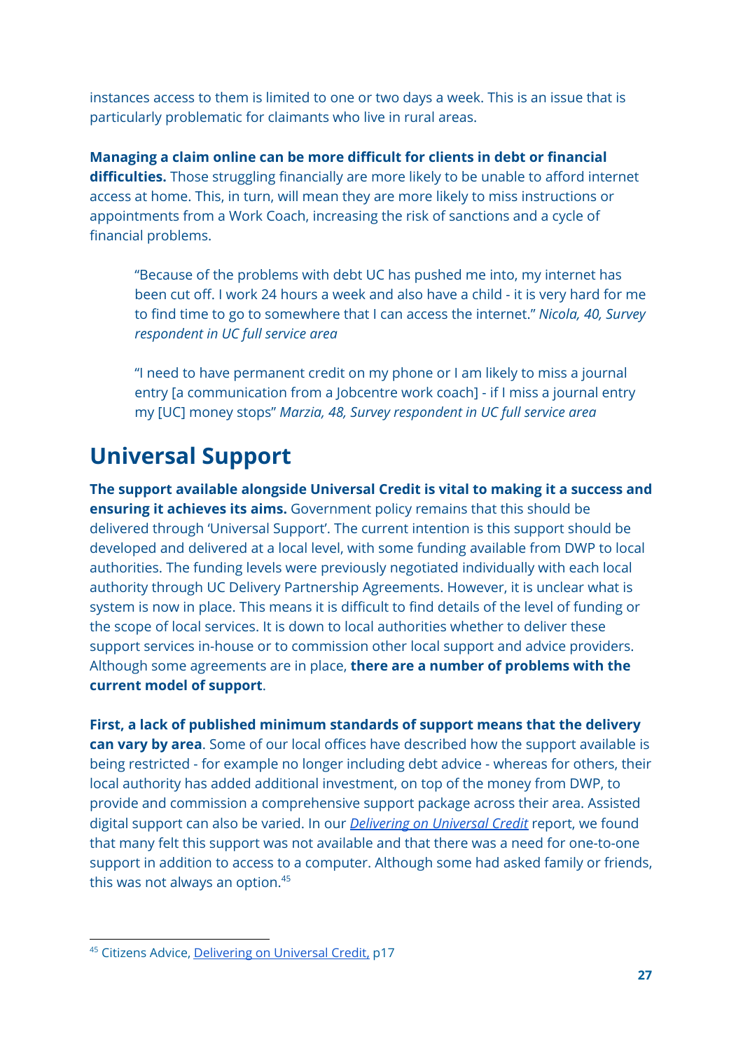instances access to them is limited to one or two days a week. This is an issue that is particularly problematic for claimants who live in rural areas.

**Managing a claim online can be more difficult for clients in debt or financial difficulties.** Those struggling financially are more likely to be unable to afford internet access at home. This, in turn, will mean they are more likely to miss instructions or appointments from a Work Coach, increasing the risk of sanctions and a cycle of financial problems.

> "Because of the problems with debt UC has pushed me into, my internet has been cut off. I work 24 hours a week and also have a child - it is very hard for me to find time to go to somewhere that I can access the internet." *Nicola, 40, Survey respondent in UC full service area*

> "I need to have permanent credit on my phone or I am likely to miss a journal entry [a communication from a Jobcentre work coach] - if I miss a journal entry my [UC] money stops" *Marzia, 48, Survey respondent in UC full service area*

## Universal Support

**The support available alongside Universal Credit is vital to making it a success and ensuring it achieves its aims.** Government policy remains that this should be delivered through 'Universal Support'. The current intention is this support should be developed and delivered at a local level, with some funding available from DWP to local authorities. The funding levels were previously negotiated individually with each local authority through UC Delivery Partnership Agreements. However, it is unclear what is system is now in place. This means it is difficult to find details of the level of funding or the scope of local services. It is down to local authorities whether to deliver these support services in-house or to commission other local support and advice providers. Although some agreements are in place, **there are a number of problems with the current model of support**.

**First, a lack of published minimum standards of support means that the delivery can vary by area**. Some of our local offices have described how the support available is being restricted - for example no longer including debt advice - whereas for others, their local authority has added additional investment, on top of the money from DWP, to provide and commission a comprehensive support package across their area. Assisted digital support can also be varied. In our *Delivering on Universal Credit* report, we found that many felt this support was not available and that there was a need for one-to-one support in addition to access to a computer. Although some had asked family or friends, this was not always an option.[45]

[45] Citizens Advice, Delivering on Universal Credit, p17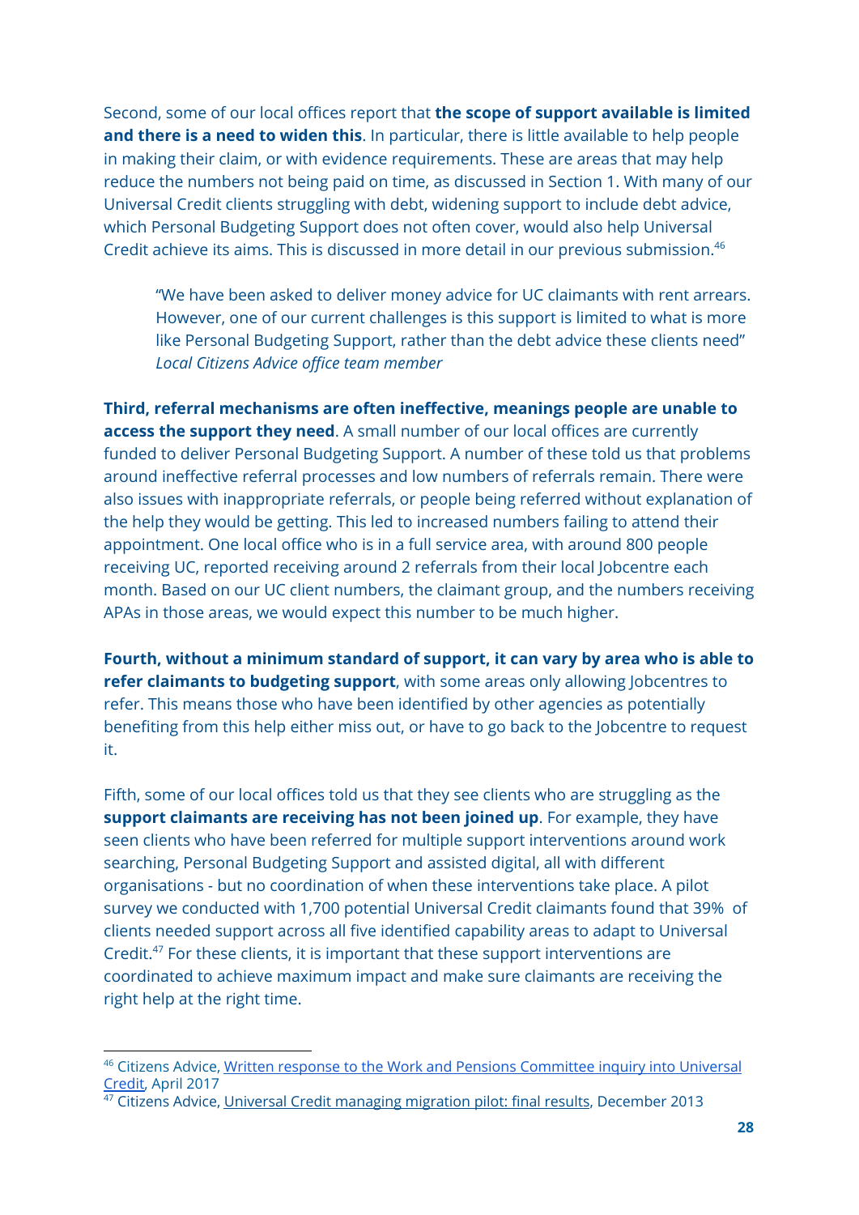Second, some of our local offices report that **the scope of support available is limited and there is a need to widen this**. In particular, there is little available to help people in making their claim, or with evidence requirements. These are areas that may help reduce the numbers not being paid on time, as discussed in Section 1. With many of our Universal Credit clients struggling with debt, widening support to include debt advice, which Personal Budgeting Support does not often cover, would also help Universal Credit achieve its aims. This is discussed in more detail in our previous submission.[46]

> "We have been asked to deliver money advice for UC claimants with rent arrears. However, one of our current challenges is this support is limited to what is more like Personal Budgeting Support, rather than the debt advice these clients need"
> *Local Citizens Advice office team member*

**Third, referral mechanisms are often ineffective, meanings people are unable to access the support they need**. A small number of our local offices are currently funded to deliver Personal Budgeting Support. A number of these told us that problems around ineffective referral processes and low numbers of referrals remain. There were also issues with inappropriate referrals, or people being referred without explanation of the help they would be getting. This led to increased numbers failing to attend their appointment. One local office who is in a full service area, with around 800 people receiving UC, reported receiving around 2 referrals from their local Jobcentre each month. Based on our UC client numbers, the claimant group, and the numbers receiving APAs in those areas, we would expect this number to be much higher.

**Fourth, without a minimum standard of support, it can vary by area who is able to refer claimants to budgeting support**, with some areas only allowing Jobcentres to refer. This means those who have been identified by other agencies as potentially benefiting from this help either miss out, or have to go back to the Jobcentre to request it.

Fifth, some of our local offices told us that they see clients who are struggling as the **support claimants are receiving has not been joined up**. For example, they have seen clients who have been referred for multiple support interventions around work searching, Personal Budgeting Support and assisted digital, all with different organisations - but no coordination of when these interventions take place. A pilot survey we conducted with 1,700 potential Universal Credit claimants found that 39% of clients needed support across all five identified capability areas to adapt to Universal Credit.[47] For these clients, it is important that these support interventions are coordinated to achieve maximum impact and make sure claimants are receiving the right help at the right time.

---

[46] Citizens Advice, Written response to the Work and Pensions Committee inquiry into Universal Credit, April 2017

[47] Citizens Advice, Universal Credit managing migration pilot: final results, December 2013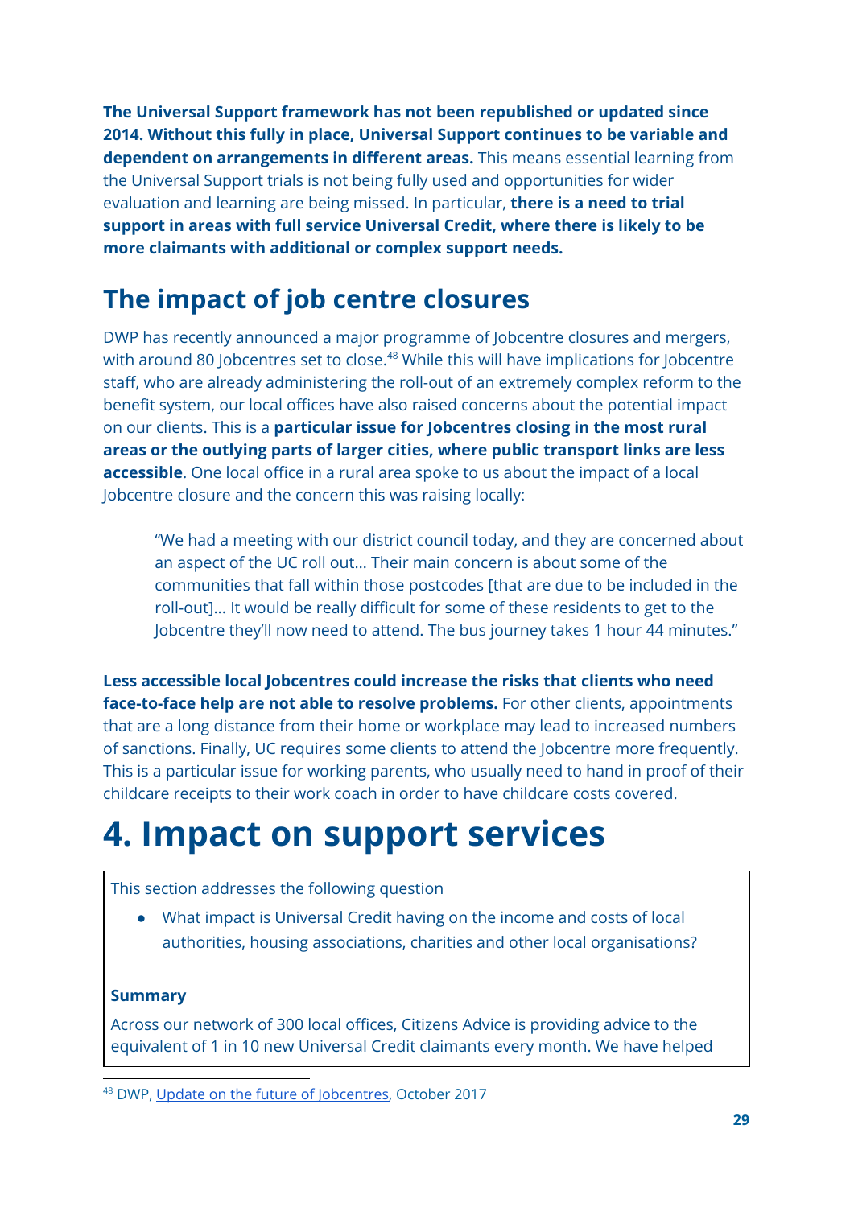**The Universal Support framework has not been republished or updated since 2014. Without this fully in place, Universal Support continues to be variable and dependent on arrangements in different areas.** This means essential learning from the Universal Support trials is not being fully used and opportunities for wider evaluation and learning are being missed. In particular, **there is a need to trial support in areas with full service Universal Credit, where there is likely to be more claimants with additional or complex support needs.**

## The impact of job centre closures

DWP has recently announced a major programme of Jobcentre closures and mergers, with around 80 Jobcentres set to close.[48] While this will have implications for Jobcentre staff, who are already administering the roll-out of an extremely complex reform to the benefit system, our local offices have also raised concerns about the potential impact on our clients. This is a **particular issue for Jobcentres closing in the most rural areas or the outlying parts of larger cities, where public transport links are less accessible**. One local office in a rural area spoke to us about the impact of a local Jobcentre closure and the concern this was raising locally:

> "We had a meeting with our district council today, and they are concerned about an aspect of the UC roll out... Their main concern is about some of the communities that fall within those postcodes [that are due to be included in the roll-out]... It would be really difficult for some of these residents to get to the Jobcentre they'll now need to attend. The bus journey takes 1 hour 44 minutes."

**Less accessible local Jobcentres could increase the risks that clients who need face-to-face help are not able to resolve problems.** For other clients, appointments that are a long distance from their home or workplace may lead to increased numbers of sanctions. Finally, UC requires some clients to attend the Jobcentre more frequently. This is a particular issue for working parents, who usually need to hand in proof of their childcare receipts to their work coach in order to have childcare costs covered.

# 4. Impact on support services

This section addresses the following question

- What impact is Universal Credit having on the income and costs of local authorities, housing associations, charities and other local organisations?

**Summary**

Across our network of 300 local offices, Citizens Advice is providing advice to the equivalent of 1 in 10 new Universal Credit claimants every month. We have helped

[48] DWP, Update on the future of Jobcentres, October 2017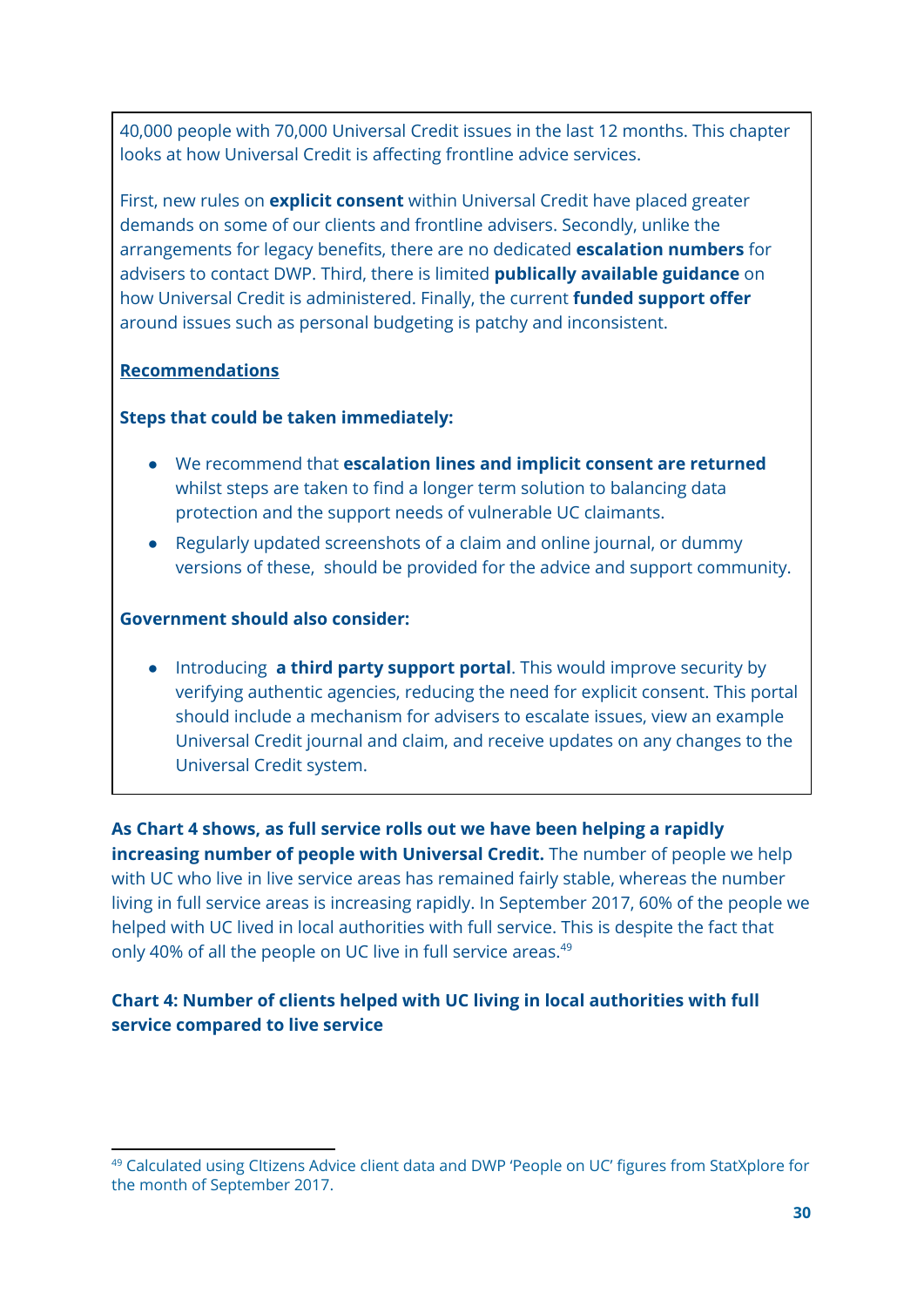40,000 people with 70,000 Universal Credit issues in the last 12 months. This chapter looks at how Universal Credit is affecting frontline advice services.

First, new rules on **explicit consent** within Universal Credit have placed greater demands on some of our clients and frontline advisers. Secondly, unlike the arrangements for legacy benefits, there are no dedicated **escalation numbers** for advisers to contact DWP. Third, there is limited **publically available guidance** on how Universal Credit is administered. Finally, the current **funded support offer** around issues such as personal budgeting is patchy and inconsistent.

**Recommendations**

**Steps that could be taken immediately:**

- We recommend that **escalation lines and implicit consent are returned** whilst steps are taken to find a longer term solution to balancing data protection and the support needs of vulnerable UC claimants.
- Regularly updated screenshots of a claim and online journal, or dummy versions of these, should be provided for the advice and support community.

**Government should also consider:**

- Introducing **a third party support portal**. This would improve security by verifying authentic agencies, reducing the need for explicit consent. This portal should include a mechanism for advisers to escalate issues, view an example Universal Credit journal and claim, and receive updates on any changes to the Universal Credit system.

**As Chart 4 shows, as full service rolls out we have been helping a rapidly increasing number of people with Universal Credit.** The number of people we help with UC who live in live service areas has remained fairly stable, whereas the number living in full service areas is increasing rapidly. In September 2017, 60% of the people we helped with UC lived in local authorities with full service. This is despite the fact that only 40% of all the people on UC live in full service areas.[49]

**Chart 4: Number of clients helped with UC living in local authorities with full service compared to live service**

[49] Calculated using CItizens Advice client data and DWP 'People on UC' figures from StatXplore for the month of September 2017.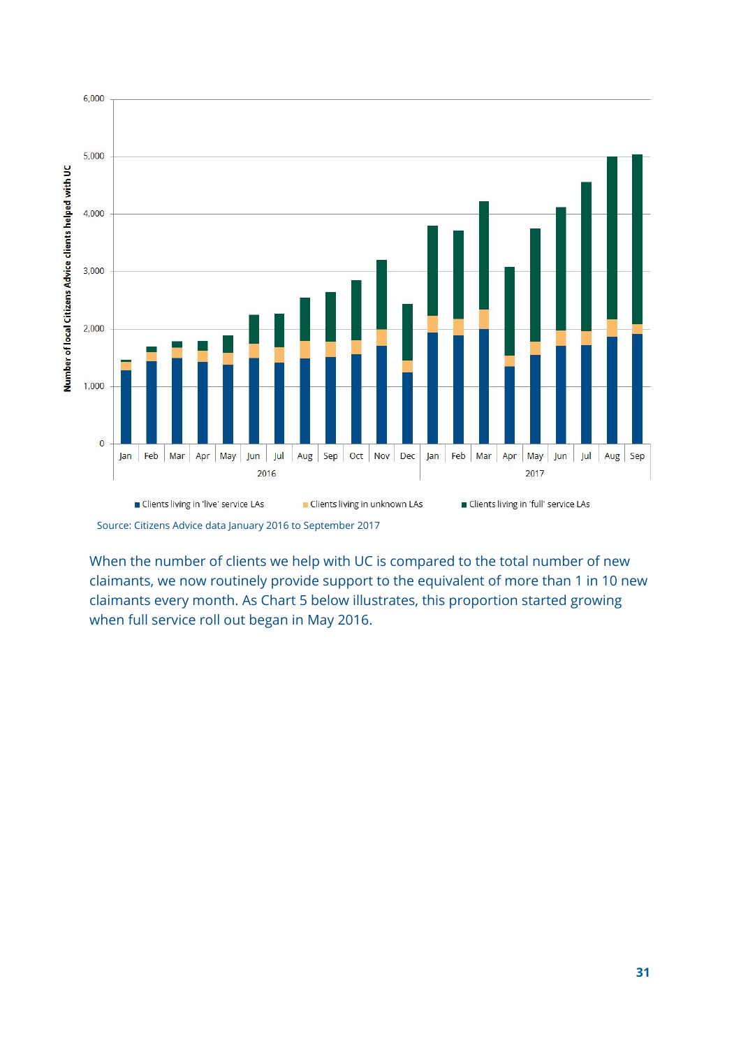Source: Citizens Advice data January 2016 to September 2017

When the number of clients we help with UC is compared to the total number of new claimants, we now routinely provide support to the equivalent of more than 1 in 10 new claimants every month. As Chart 5 below illustrates, this proportion started growing when full service roll out began in May 2016.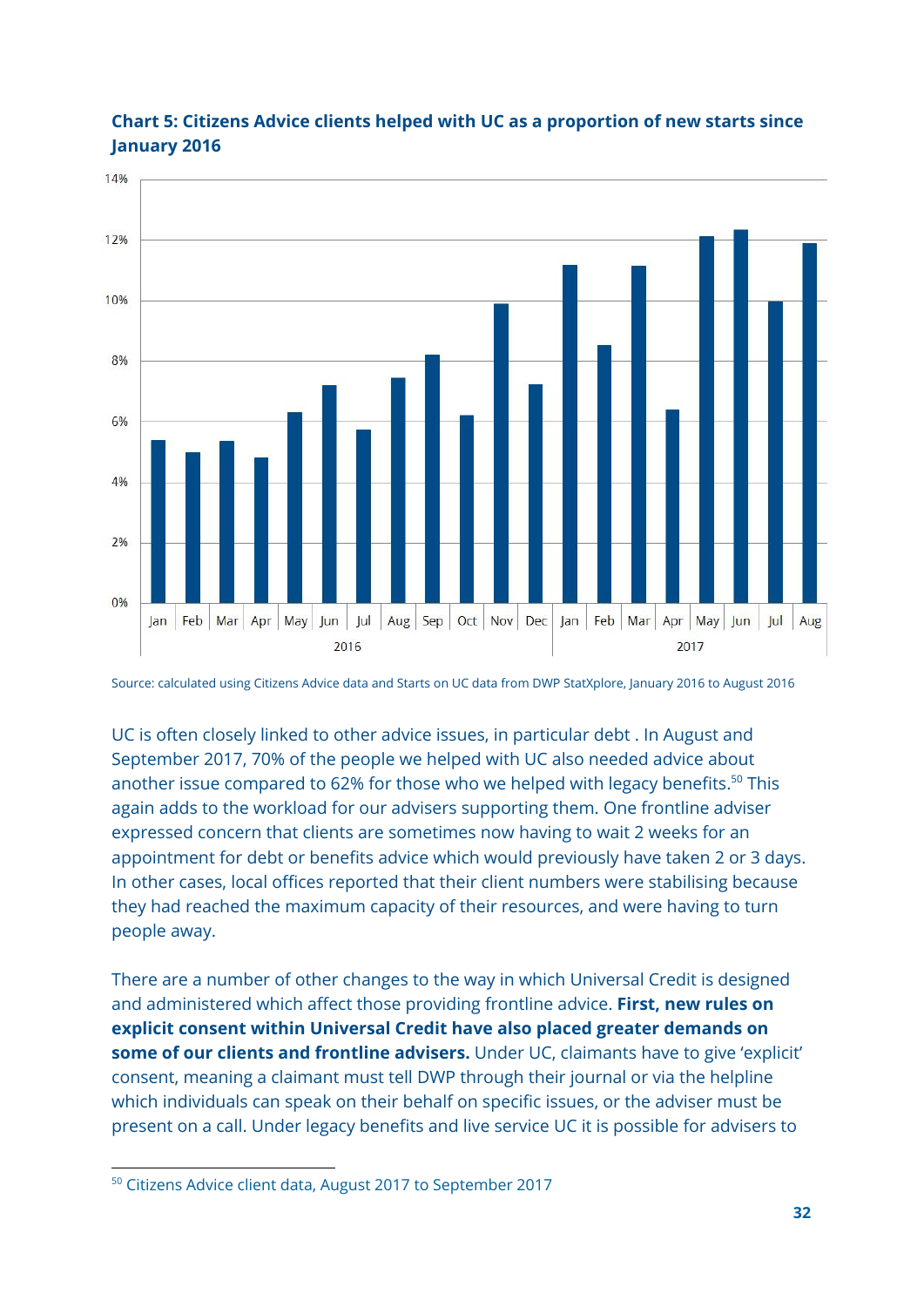**Chart 5: Citizens Advice clients helped with UC as a proportion of new starts since January 2016**

Source: calculated using Citizens Advice data and Starts on UC data from DWP StatXplore, January 2016 to August 2016

UC is often closely linked to other advice issues, in particular debt . In August and September 2017, 70% of the people we helped with UC also needed advice about another issue compared to 62% for those who we helped with legacy benefits.[50] This again adds to the workload for our advisers supporting them. One frontline adviser expressed concern that clients are sometimes now having to wait 2 weeks for an appointment for debt or benefits advice which would previously have taken 2 or 3 days. In other cases, local offices reported that their client numbers were stabilising because they had reached the maximum capacity of their resources, and were having to turn people away.

There are a number of other changes to the way in which Universal Credit is designed and administered which affect those providing frontline advice. **First, new rules on explicit consent within Universal Credit have also placed greater demands on some of our clients and frontline advisers.** Under UC, claimants have to give 'explicit' consent, meaning a claimant must tell DWP through their journal or via the helpline which individuals can speak on their behalf on specific issues, or the adviser must be present on a call. Under legacy benefits and live service UC it is possible for advisers to

[50] Citizens Advice client data, August 2017 to September 2017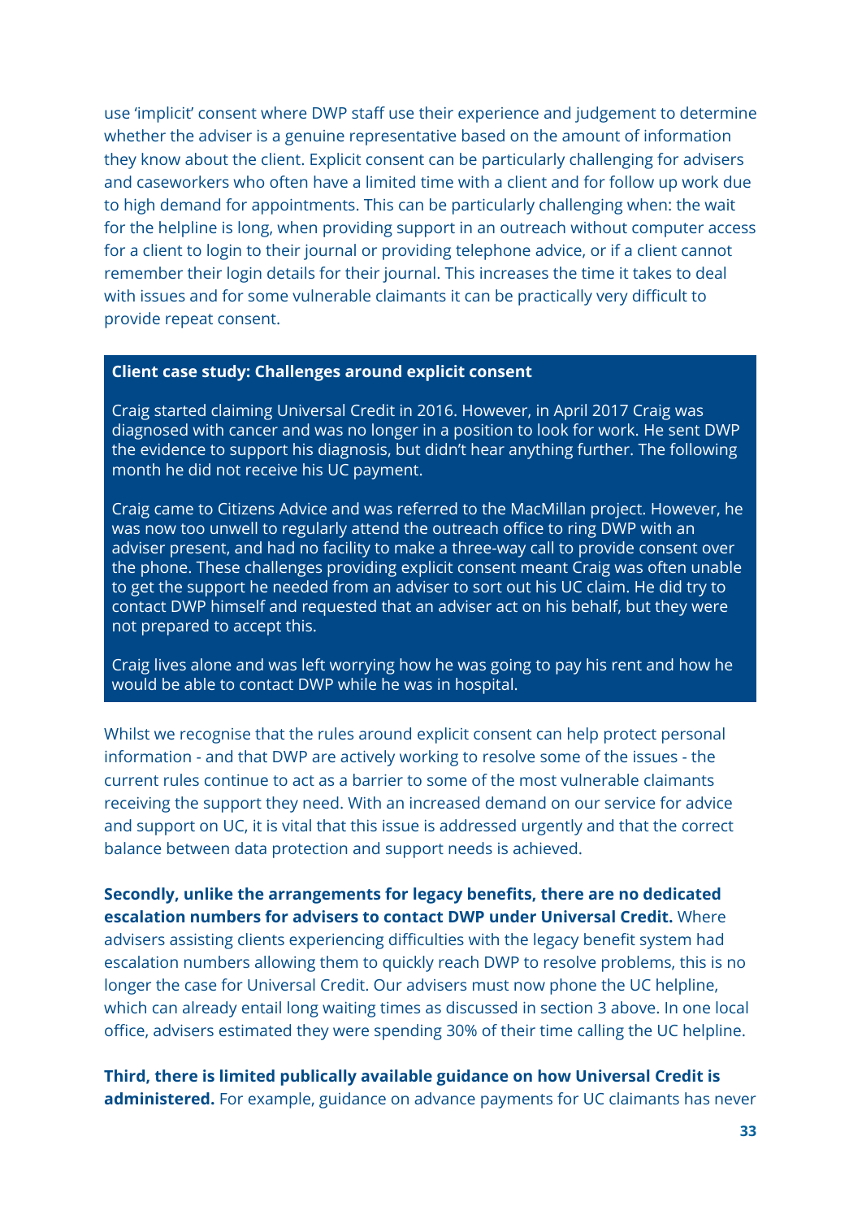use 'implicit' consent where DWP staff use their experience and judgement to determine whether the adviser is a genuine representative based on the amount of information they know about the client. Explicit consent can be particularly challenging for advisers and caseworkers who often have a limited time with a client and for follow up work due to high demand for appointments. This can be particularly challenging when: the wait for the helpline is long, when providing support in an outreach without computer access for a client to login to their journal or providing telephone advice, or if a client cannot remember their login details for their journal. This increases the time it takes to deal with issues and for some vulnerable claimants it can be practically very difficult to provide repeat consent.

**Client case study: Challenges around explicit consent**

Craig started claiming Universal Credit in 2016. However, in April 2017 Craig was diagnosed with cancer and was no longer in a position to look for work. He sent DWP the evidence to support his diagnosis, but didn't hear anything further. The following month he did not receive his UC payment.

Craig came to Citizens Advice and was referred to the MacMillan project. However, he was now too unwell to regularly attend the outreach office to ring DWP with an adviser present, and had no facility to make a three-way call to provide consent over the phone. These challenges providing explicit consent meant Craig was often unable to get the support he needed from an adviser to sort out his UC claim. He did try to contact DWP himself and requested that an adviser act on his behalf, but they were not prepared to accept this.

Craig lives alone and was left worrying how he was going to pay his rent and how he would be able to contact DWP while he was in hospital.

Whilst we recognise that the rules around explicit consent can help protect personal information - and that DWP are actively working to resolve some of the issues - the current rules continue to act as a barrier to some of the most vulnerable claimants receiving the support they need. With an increased demand on our service for advice and support on UC, it is vital that this issue is addressed urgently and that the correct balance between data protection and support needs is achieved.

**Secondly, unlike the arrangements for legacy benefits, there are no dedicated escalation numbers for advisers to contact DWP under Universal Credit.** Where advisers assisting clients experiencing difficulties with the legacy benefit system had escalation numbers allowing them to quickly reach DWP to resolve problems, this is no longer the case for Universal Credit. Our advisers must now phone the UC helpline, which can already entail long waiting times as discussed in section 3 above. In one local office, advisers estimated they were spending 30% of their time calling the UC helpline.

**Third, there is limited publically available guidance on how Universal Credit is administered.** For example, guidance on advance payments for UC claimants has never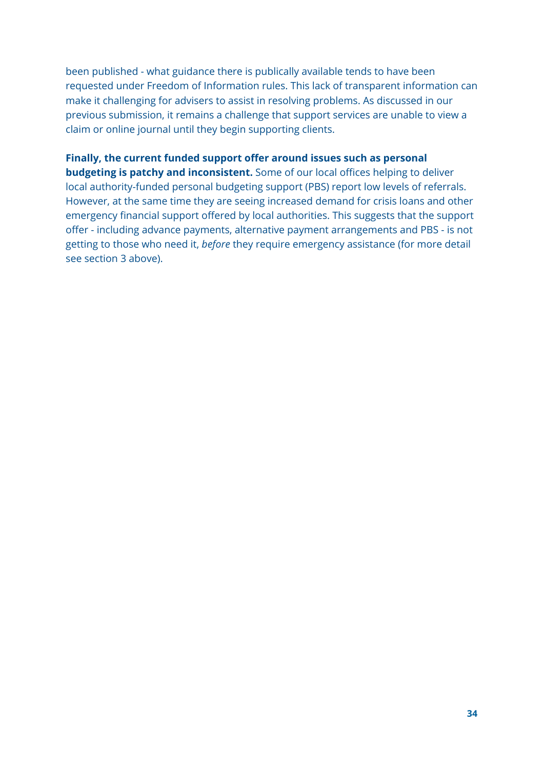been published - what guidance there is publically available tends to have been requested under Freedom of Information rules. This lack of transparent information can make it challenging for advisers to assist in resolving problems. As discussed in our previous submission, it remains a challenge that support services are unable to view a claim or online journal until they begin supporting clients.

**Finally, the current funded support offer around issues such as personal budgeting is patchy and inconsistent.** Some of our local offices helping to deliver local authority-funded personal budgeting support (PBS) report low levels of referrals. However, at the same time they are seeing increased demand for crisis loans and other emergency financial support offered by local authorities. This suggests that the support offer - including advance payments, alternative payment arrangements and PBS - is not getting to those who need it, *before* they require emergency assistance (for more detail see section 3 above).